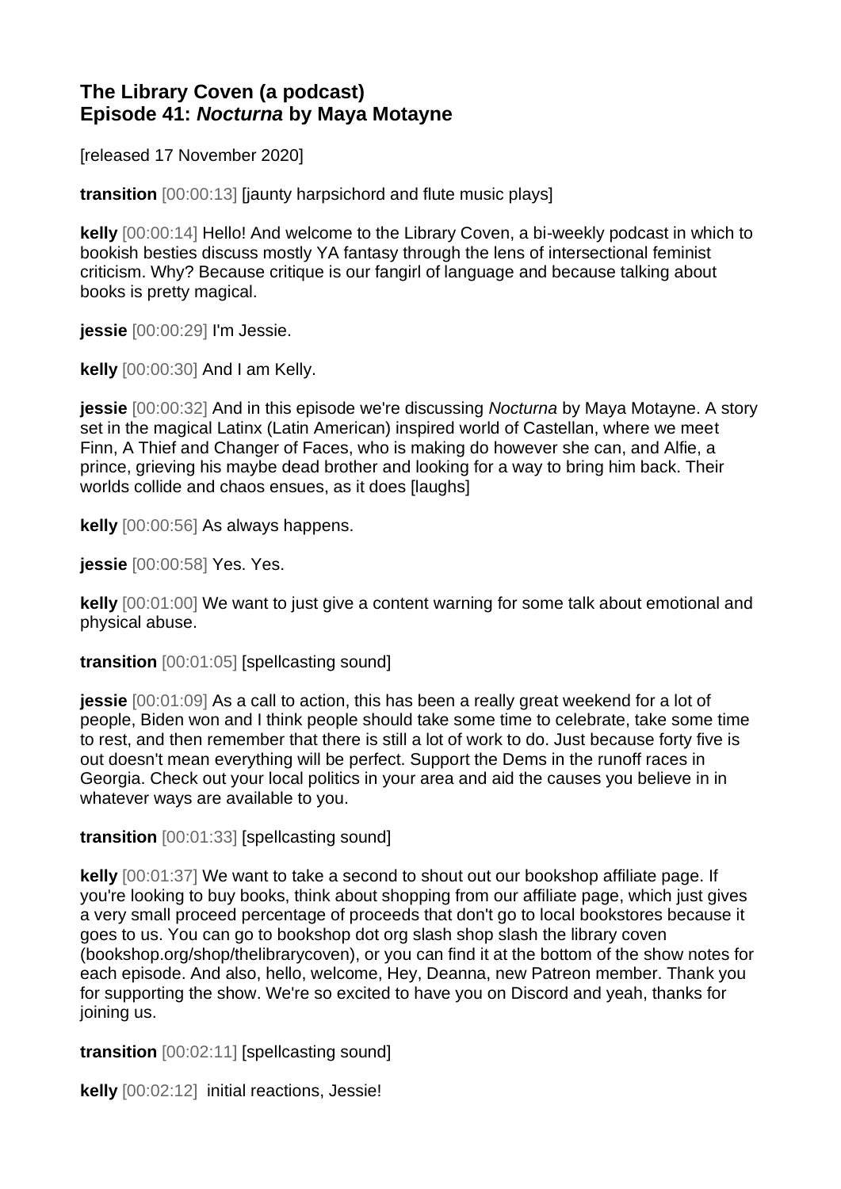# The Library Coven (a podcast)
# Episode 41: *Nocturna* by Maya Motayne

[released 17 November 2020]

**transition** [00:00:13] [jaunty harpsichord and flute music plays]

**kelly** [00:00:14] Hello! And welcome to the Library Coven, a bi-weekly podcast in which to bookish besties discuss mostly YA fantasy through the lens of intersectional feminist criticism. Why? Because critique is our fangirl of language and because talking about books is pretty magical.

**jessie** [00:00:29] I'm Jessie.

**kelly** [00:00:30] And I am Kelly.

**jessie** [00:00:32] And in this episode we're discussing *Nocturna* by Maya Motayne. A story set in the magical Latinx (Latin American) inspired world of Castellan, where we meet Finn, A Thief and Changer of Faces, who is making do however she can, and Alfie, a prince, grieving his maybe dead brother and looking for a way to bring him back. Their worlds collide and chaos ensues, as it does [laughs]

**kelly** [00:00:56] As always happens.

**jessie** [00:00:58] Yes. Yes.

**kelly** [00:01:00] We want to just give a content warning for some talk about emotional and physical abuse.

**transition** [00:01:05] [spellcasting sound]

**jessie** [00:01:09] As a call to action, this has been a really great weekend for a lot of people, Biden won and I think people should take some time to celebrate, take some time to rest, and then remember that there is still a lot of work to do. Just because forty five is out doesn't mean everything will be perfect. Support the Dems in the runoff races in Georgia. Check out your local politics in your area and aid the causes you believe in in whatever ways are available to you.

**transition** [00:01:33] [spellcasting sound]

**kelly** [00:01:37] We want to take a second to shout out our bookshop affiliate page. If you're looking to buy books, think about shopping from our affiliate page, which just gives a very small proceed percentage of proceeds that don't go to local bookstores because it goes to us. You can go to bookshop dot org slash shop slash the library coven (bookshop.org/shop/thelibrarycoven), or you can find it at the bottom of the show notes for each episode. And also, hello, welcome, Hey, Deanna, new Patreon member. Thank you for supporting the show. We're so excited to have you on Discord and yeah, thanks for joining us.

**transition** [00:02:11] [spellcasting sound]

**kelly** [00:02:12] initial reactions, Jessie!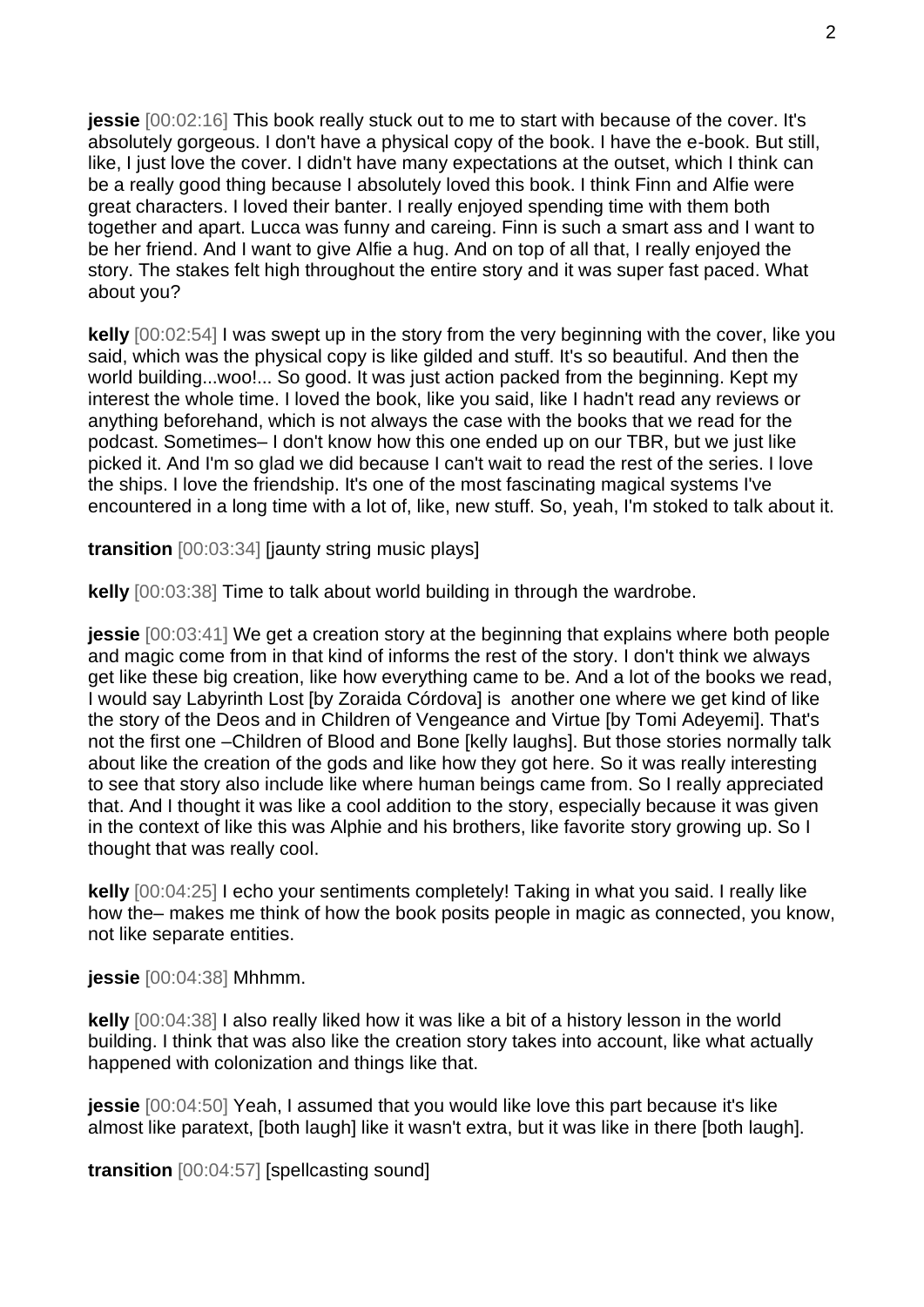**jessie** [00:02:16] This book really stuck out to me to start with because of the cover. It's absolutely gorgeous. I don't have a physical copy of the book. I have the e-book. But still, like, I just love the cover. I didn't have many expectations at the outset, which I think can be a really good thing because I absolutely loved this book. I think Finn and Alfie were great characters. I loved their banter. I really enjoyed spending time with them both together and apart. Lucca was funny and careing. Finn is such a smart ass and I want to be her friend. And I want to give Alfie a hug. And on top of all that, I really enjoyed the story. The stakes felt high throughout the entire story and it was super fast paced. What about you?

**kelly** [00:02:54] I was swept up in the story from the very beginning with the cover, like you said, which was the physical copy is like gilded and stuff. It's so beautiful. And then the world building...woo!... So good. It was just action packed from the beginning. Kept my interest the whole time. I loved the book, like you said, like I hadn't read any reviews or anything beforehand, which is not always the case with the books that we read for the podcast. Sometimes– I don't know how this one ended up on our TBR, but we just like picked it. And I'm so glad we did because I can't wait to read the rest of the series. I love the ships. I love the friendship. It's one of the most fascinating magical systems I've encountered in a long time with a lot of, like, new stuff. So, yeah, I'm stoked to talk about it.

**transition** [00:03:34] [jaunty string music plays]

**kelly** [00:03:38] Time to talk about world building in through the wardrobe.

**jessie** [00:03:41] We get a creation story at the beginning that explains where both people and magic come from in that kind of informs the rest of the story. I don't think we always get like these big creation, like how everything came to be. And a lot of the books we read, I would say Labyrinth Lost [by Zoraida Córdova] is another one where we get kind of like the story of the Deos and in Children of Vengeance and Virtue [by Tomi Adeyemi]. That's not the first one –Children of Blood and Bone [kelly laughs]. But those stories normally talk about like the creation of the gods and like how they got here. So it was really interesting to see that story also include like where human beings came from. So I really appreciated that. And I thought it was like a cool addition to the story, especially because it was given in the context of like this was Alphie and his brothers, like favorite story growing up. So I thought that was really cool.

**kelly** [00:04:25] I echo your sentiments completely! Taking in what you said. I really like how the– makes me think of how the book posits people in magic as connected, you know, not like separate entities.

**jessie** [00:04:38] Mhhmm.

**kelly** [00:04:38] I also really liked how it was like a bit of a history lesson in the world building. I think that was also like the creation story takes into account, like what actually happened with colonization and things like that.

**jessie** [00:04:50] Yeah, I assumed that you would like love this part because it's like almost like paratext, [both laugh] like it wasn't extra, but it was like in there [both laugh].

**transition** [00:04:57] [spellcasting sound]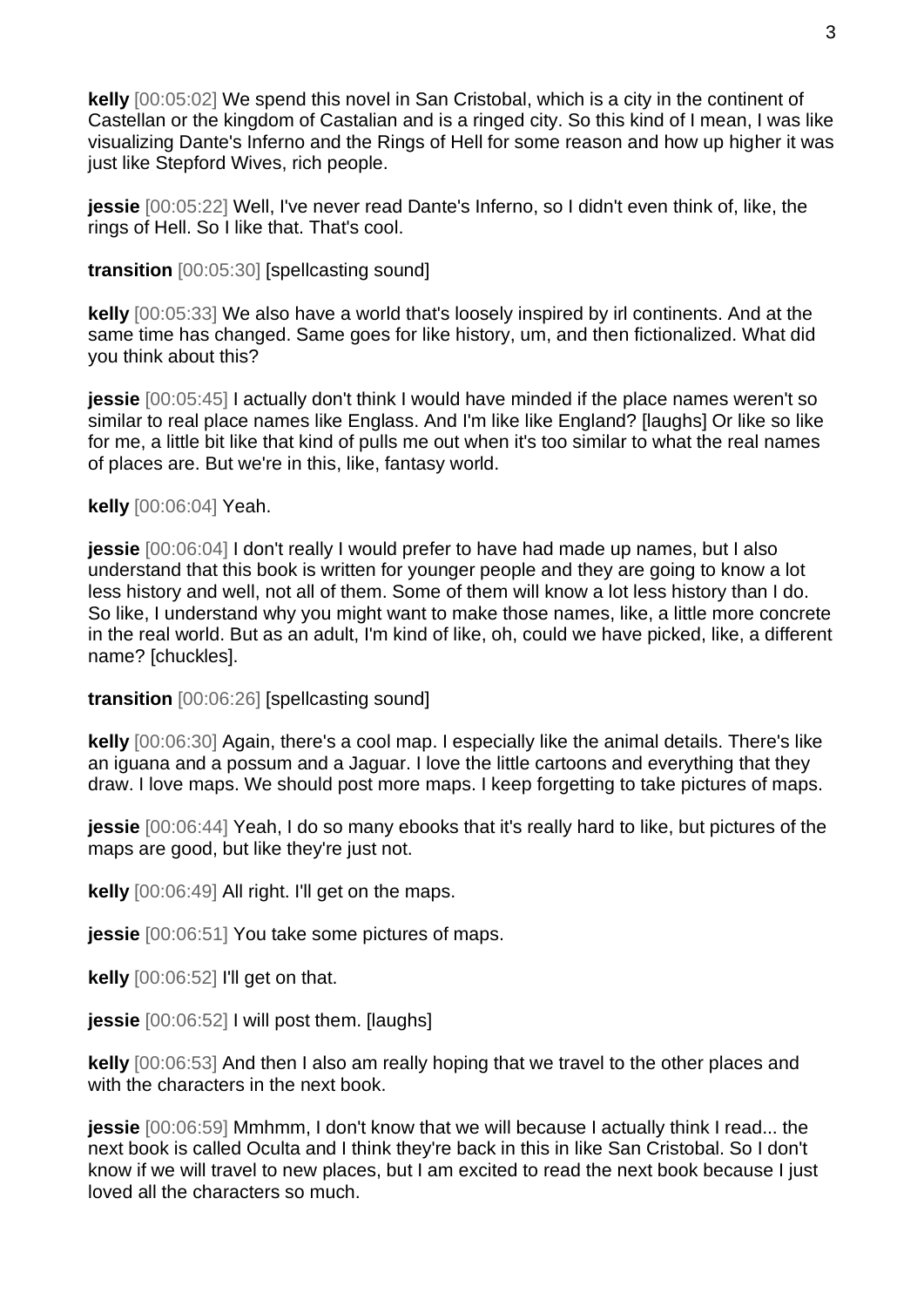**kelly** [00:05:02] We spend this novel in San Cristobal, which is a city in the continent of Castellan or the kingdom of Castalian and is a ringed city. So this kind of I mean, I was like visualizing Dante's Inferno and the Rings of Hell for some reason and how up higher it was just like Stepford Wives, rich people.

**jessie** [00:05:22] Well, I've never read Dante's Inferno, so I didn't even think of, like, the rings of Hell. So I like that. That's cool.

**transition** [00:05:30] [spellcasting sound]

**kelly** [00:05:33] We also have a world that's loosely inspired by irl continents. And at the same time has changed. Same goes for like history, um, and then fictionalized. What did you think about this?

**jessie** [00:05:45] I actually don't think I would have minded if the place names weren't so similar to real place names like Englass. And I'm like like England? [laughs] Or like so like for me, a little bit like that kind of pulls me out when it's too similar to what the real names of places are. But we're in this, like, fantasy world.

**kelly** [00:06:04] Yeah.

**jessie** [00:06:04] I don't really I would prefer to have had made up names, but I also understand that this book is written for younger people and they are going to know a lot less history and well, not all of them. Some of them will know a lot less history than I do. So like, I understand why you might want to make those names, like, a little more concrete in the real world. But as an adult, I'm kind of like, oh, could we have picked, like, a different name? [chuckles].

**transition** [00:06:26] [spellcasting sound]

**kelly** [00:06:30] Again, there's a cool map. I especially like the animal details. There's like an iguana and a possum and a Jaguar. I love the little cartoons and everything that they draw. I love maps. We should post more maps. I keep forgetting to take pictures of maps.

**jessie** [00:06:44] Yeah, I do so many ebooks that it's really hard to like, but pictures of the maps are good, but like they're just not.

**kelly** [00:06:49] All right. I'll get on the maps.

**jessie** [00:06:51] You take some pictures of maps.

**kelly** [00:06:52] I'll get on that.

**jessie** [00:06:52] I will post them. [laughs]

**kelly** [00:06:53] And then I also am really hoping that we travel to the other places and with the characters in the next book.

**jessie** [00:06:59] Mmhmm, I don't know that we will because I actually think I read... the next book is called Oculta and I think they're back in this in like San Cristobal. So I don't know if we will travel to new places, but I am excited to read the next book because I just loved all the characters so much.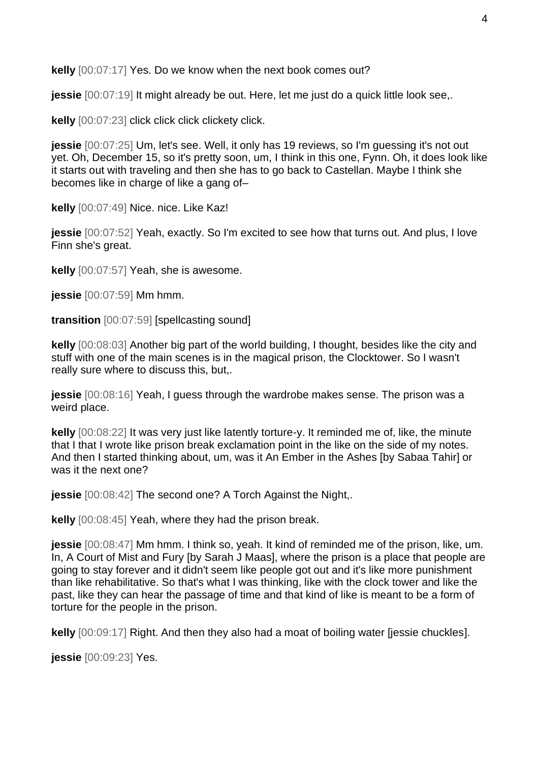**kelly** [00:07:17] Yes. Do we know when the next book comes out?

**jessie** [00:07:19] It might already be out. Here, let me just do a quick little look see,.

**kelly** [00:07:23] click click click clickety click.

**jessie** [00:07:25] Um, let's see. Well, it only has 19 reviews, so I'm guessing it's not out yet. Oh, December 15, so it's pretty soon, um, I think in this one, Fynn. Oh, it does look like it starts out with traveling and then she has to go back to Castellan. Maybe I think she becomes like in charge of like a gang of–

**kelly** [00:07:49] Nice. nice. Like Kaz!

**jessie** [00:07:52] Yeah, exactly. So I'm excited to see how that turns out. And plus, I love Finn she's great.

**kelly** [00:07:57] Yeah, she is awesome.

**jessie** [00:07:59] Mm hmm.

**transition** [00:07:59] [spellcasting sound]

**kelly** [00:08:03] Another big part of the world building, I thought, besides like the city and stuff with one of the main scenes is in the magical prison, the Clocktower. So I wasn't really sure where to discuss this, but,.

**jessie** [00:08:16] Yeah, I guess through the wardrobe makes sense. The prison was a weird place.

**kelly** [00:08:22] It was very just like latently torture-y. It reminded me of, like, the minute that I that I wrote like prison break exclamation point in the like on the side of my notes. And then I started thinking about, um, was it An Ember in the Ashes [by Sabaa Tahir] or was it the next one?

**jessie** [00:08:42] The second one? A Torch Against the Night,.

**kelly** [00:08:45] Yeah, where they had the prison break.

**jessie** [00:08:47] Mm hmm. I think so, yeah. It kind of reminded me of the prison, like, um. In, A Court of Mist and Fury [by Sarah J Maas], where the prison is a place that people are going to stay forever and it didn't seem like people got out and it's like more punishment than like rehabilitative. So that's what I was thinking, like with the clock tower and like the past, like they can hear the passage of time and that kind of like is meant to be a form of torture for the people in the prison.

**kelly** [00:09:17] Right. And then they also had a moat of boiling water [jessie chuckles].

**jessie** [00:09:23] Yes.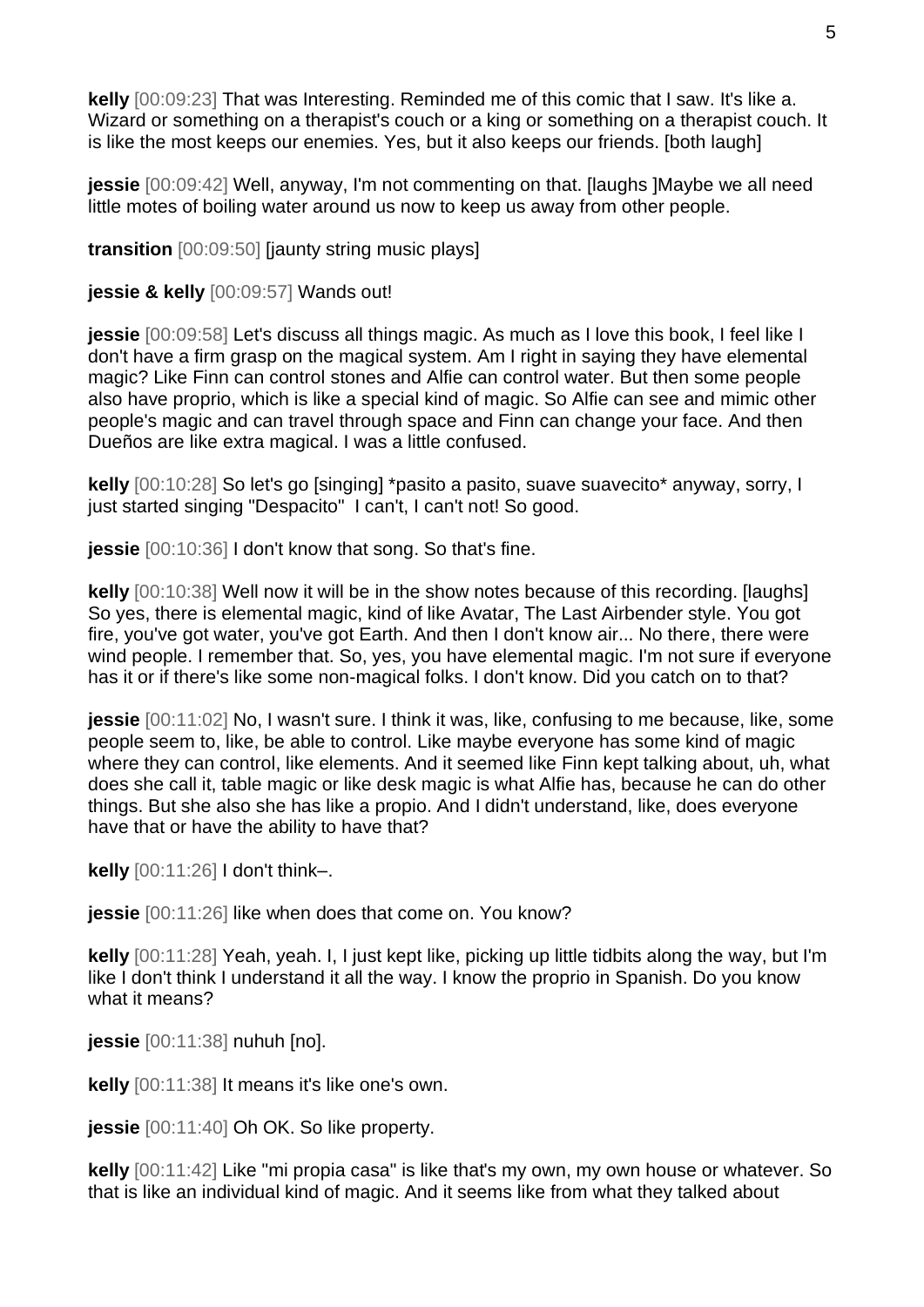**kelly** [00:09:23] That was Interesting. Reminded me of this comic that I saw. It's like a. Wizard or something on a therapist's couch or a king or something on a therapist couch. It is like the most keeps our enemies. Yes, but it also keeps our friends. [both laugh]

**jessie** [00:09:42] Well, anyway, I'm not commenting on that. [laughs ]Maybe we all need little motes of boiling water around us now to keep us away from other people.

**transition** [00:09:50] [jaunty string music plays]

**jessie & kelly** [00:09:57] Wands out!

**jessie** [00:09:58] Let's discuss all things magic. As much as I love this book, I feel like I don't have a firm grasp on the magical system. Am I right in saying they have elemental magic? Like Finn can control stones and Alfie can control water. But then some people also have proprio, which is like a special kind of magic. So Alfie can see and mimic other people's magic and can travel through space and Finn can change your face. And then Dueños are like extra magical. I was a little confused.

**kelly** [00:10:28] So let's go [singing] *pasito a pasito, suave suavecito* anyway, sorry, I just started singing "Despacito" I can't, I can't not! So good.

**jessie** [00:10:36] I don't know that song. So that's fine.

**kelly** [00:10:38] Well now it will be in the show notes because of this recording. [laughs] So yes, there is elemental magic, kind of like Avatar, The Last Airbender style. You got fire, you've got water, you've got Earth. And then I don't know air... No there, there were wind people. I remember that. So, yes, you have elemental magic. I'm not sure if everyone has it or if there's like some non-magical folks. I don't know. Did you catch on to that?

**jessie** [00:11:02] No, I wasn't sure. I think it was, like, confusing to me because, like, some people seem to, like, be able to control. Like maybe everyone has some kind of magic where they can control, like elements. And it seemed like Finn kept talking about, uh, what does she call it, table magic or like desk magic is what Alfie has, because he can do other things. But she also she has like a propio. And I didn't understand, like, does everyone have that or have the ability to have that?

**kelly** [00:11:26] I don't think–.

**jessie** [00:11:26] like when does that come on. You know?

**kelly** [00:11:28] Yeah, yeah. I, I just kept like, picking up little tidbits along the way, but I'm like I don't think I understand it all the way. I know the proprio in Spanish. Do you know what it means?

**jessie** [00:11:38] nuhuh [no].

**kelly** [00:11:38] It means it's like one's own.

**jessie** [00:11:40] Oh OK. So like property.

**kelly** [00:11:42] Like "mi propia casa" is like that's my own, my own house or whatever. So that is like an individual kind of magic. And it seems like from what they talked about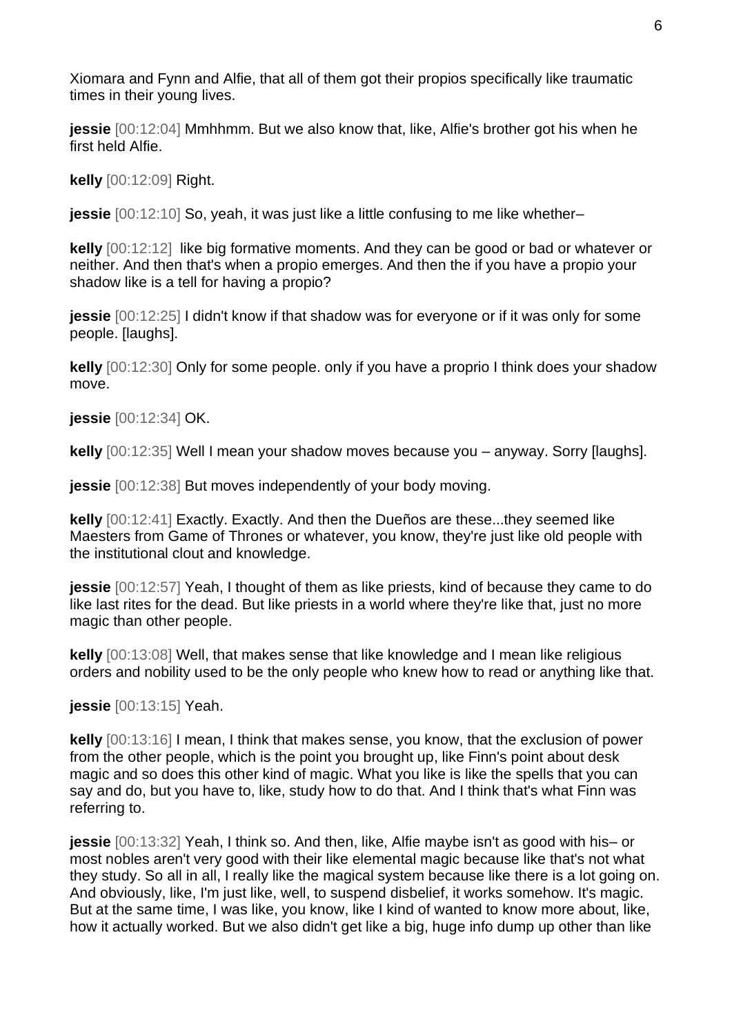Xiomara and Fynn and Alfie, that all of them got their propios specifically like traumatic times in their young lives.

**jessie** [00:12:04] Mmhhmm. But we also know that, like, Alfie's brother got his when he first held Alfie.

**kelly** [00:12:09] Right.

**jessie** [00:12:10] So, yeah, it was just like a little confusing to me like whether–

**kelly** [00:12:12] like big formative moments. And they can be good or bad or whatever or neither. And then that's when a propio emerges. And then the if you have a propio your shadow like is a tell for having a propio?

**jessie** [00:12:25] I didn't know if that shadow was for everyone or if it was only for some people. [laughs].

**kelly** [00:12:30] Only for some people. only if you have a proprio I think does your shadow move.

**jessie** [00:12:34] OK.

**kelly** [00:12:35] Well I mean your shadow moves because you – anyway. Sorry [laughs].

**jessie** [00:12:38] But moves independently of your body moving.

**kelly** [00:12:41] Exactly. Exactly. And then the Dueños are these...they seemed like Maesters from Game of Thrones or whatever, you know, they're just like old people with the institutional clout and knowledge.

**jessie** [00:12:57] Yeah, I thought of them as like priests, kind of because they came to do like last rites for the dead. But like priests in a world where they're like that, just no more magic than other people.

**kelly** [00:13:08] Well, that makes sense that like knowledge and I mean like religious orders and nobility used to be the only people who knew how to read or anything like that.

**jessie** [00:13:15] Yeah.

**kelly** [00:13:16] I mean, I think that makes sense, you know, that the exclusion of power from the other people, which is the point you brought up, like Finn's point about desk magic and so does this other kind of magic. What you like is like the spells that you can say and do, but you have to, like, study how to do that. And I think that's what Finn was referring to.

**jessie** [00:13:32] Yeah, I think so. And then, like, Alfie maybe isn't as good with his– or most nobles aren't very good with their like elemental magic because like that's not what they study. So all in all, I really like the magical system because like there is a lot going on. And obviously, like, I'm just like, well, to suspend disbelief, it works somehow. It's magic. But at the same time, I was like, you know, like I kind of wanted to know more about, like, how it actually worked. But we also didn't get like a big, huge info dump up other than like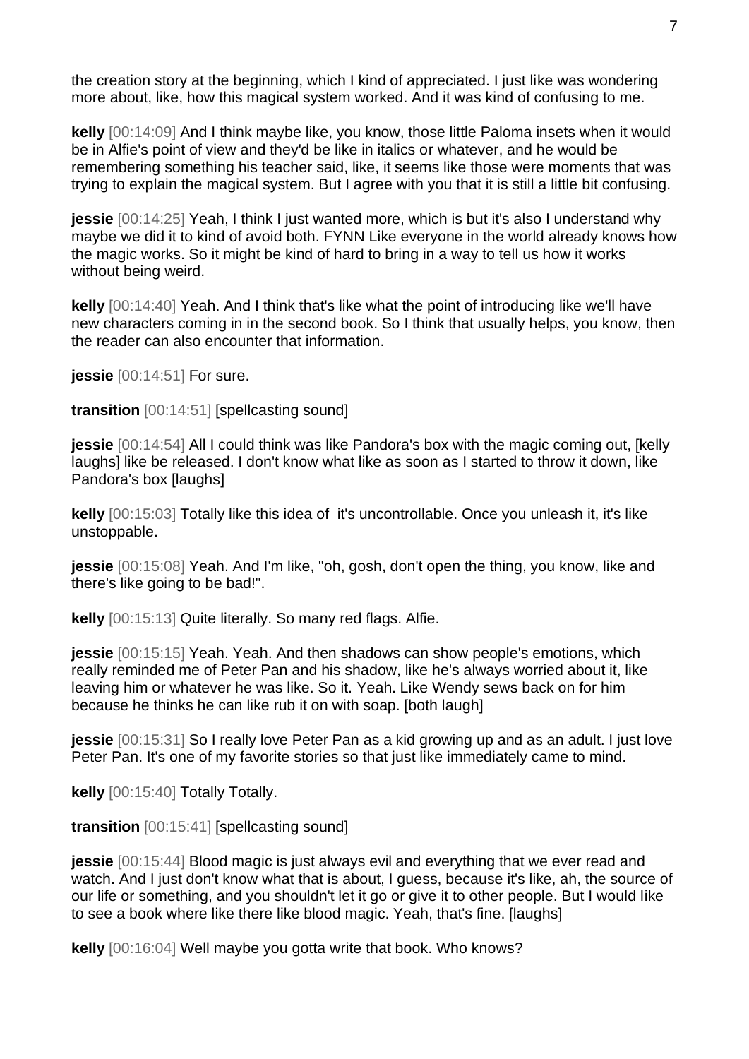the creation story at the beginning, which I kind of appreciated. I just like was wondering more about, like, how this magical system worked. And it was kind of confusing to me.

**kelly** [00:14:09] And I think maybe like, you know, those little Paloma insets when it would be in Alfie's point of view and they'd be like in italics or whatever, and he would be remembering something his teacher said, like, it seems like those were moments that was trying to explain the magical system. But I agree with you that it is still a little bit confusing.

**jessie** [00:14:25] Yeah, I think I just wanted more, which is but it's also I understand why maybe we did it to kind of avoid both. FYNN Like everyone in the world already knows how the magic works. So it might be kind of hard to bring in a way to tell us how it works without being weird.

**kelly** [00:14:40] Yeah. And I think that's like what the point of introducing like we'll have new characters coming in in the second book. So I think that usually helps, you know, then the reader can also encounter that information.

**jessie** [00:14:51] For sure.

**transition** [00:14:51] [spellcasting sound]

**jessie** [00:14:54] All I could think was like Pandora's box with the magic coming out, [kelly laughs] like be released. I don't know what like as soon as I started to throw it down, like Pandora's box [laughs]

**kelly** [00:15:03] Totally like this idea of it's uncontrollable. Once you unleash it, it's like unstoppable.

**jessie** [00:15:08] Yeah. And I'm like, "oh, gosh, don't open the thing, you know, like and there's like going to be bad!".

**kelly** [00:15:13] Quite literally. So many red flags. Alfie.

**jessie** [00:15:15] Yeah. Yeah. And then shadows can show people's emotions, which really reminded me of Peter Pan and his shadow, like he's always worried about it, like leaving him or whatever he was like. So it. Yeah. Like Wendy sews back on for him because he thinks he can like rub it on with soap. [both laugh]

**jessie** [00:15:31] So I really love Peter Pan as a kid growing up and as an adult. I just love Peter Pan. It's one of my favorite stories so that just like immediately came to mind.

**kelly** [00:15:40] Totally Totally.

**transition** [00:15:41] [spellcasting sound]

**jessie** [00:15:44] Blood magic is just always evil and everything that we ever read and watch. And I just don't know what that is about, I guess, because it's like, ah, the source of our life or something, and you shouldn't let it go or give it to other people. But I would like to see a book where like there like blood magic. Yeah, that's fine. [laughs]

**kelly** [00:16:04] Well maybe you gotta write that book. Who knows?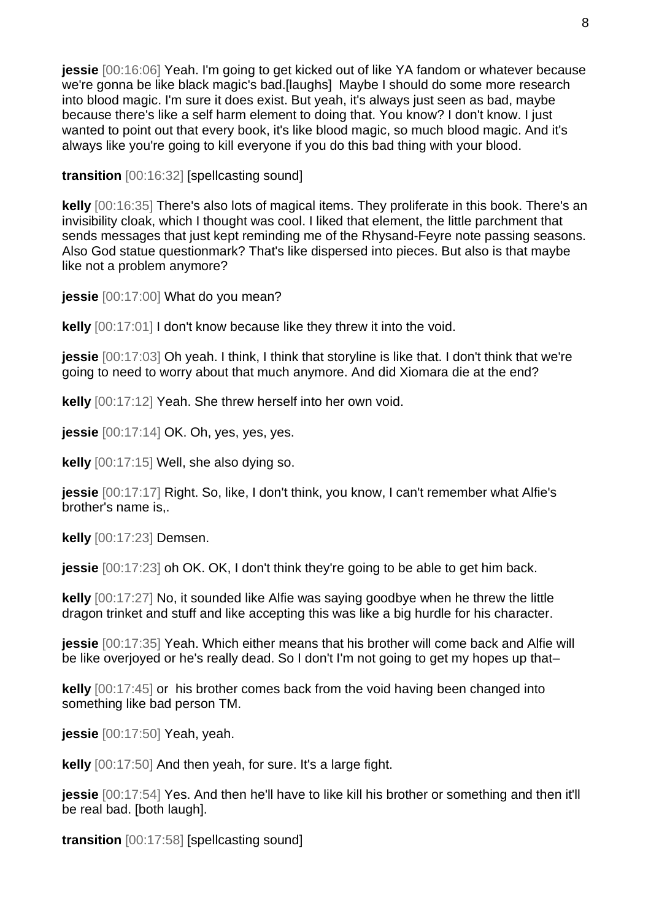**jessie** [00:16:06] Yeah. I'm going to get kicked out of like YA fandom or whatever because we're gonna be like black magic's bad.[laughs] Maybe I should do some more research into blood magic. I'm sure it does exist. But yeah, it's always just seen as bad, maybe because there's like a self harm element to doing that. You know? I don't know. I just wanted to point out that every book, it's like blood magic, so much blood magic. And it's always like you're going to kill everyone if you do this bad thing with your blood.

**transition** [00:16:32] [spellcasting sound]

**kelly** [00:16:35] There's also lots of magical items. They proliferate in this book. There's an invisibility cloak, which I thought was cool. I liked that element, the little parchment that sends messages that just kept reminding me of the Rhysand-Feyre note passing seasons. Also God statue questionmark? That's like dispersed into pieces. But also is that maybe like not a problem anymore?

**jessie** [00:17:00] What do you mean?

**kelly** [00:17:01] I don't know because like they threw it into the void.

**jessie** [00:17:03] Oh yeah. I think, I think that storyline is like that. I don't think that we're going to need to worry about that much anymore. And did Xiomara die at the end?

**kelly** [00:17:12] Yeah. She threw herself into her own void.

**jessie** [00:17:14] OK. Oh, yes, yes, yes.

**kelly** [00:17:15] Well, she also dying so.

**jessie** [00:17:17] Right. So, like, I don't think, you know, I can't remember what Alfie's brother's name is,.

**kelly** [00:17:23] Demsen.

**jessie** [00:17:23] oh OK. OK, I don't think they're going to be able to get him back.

**kelly** [00:17:27] No, it sounded like Alfie was saying goodbye when he threw the little dragon trinket and stuff and like accepting this was like a big hurdle for his character.

**jessie** [00:17:35] Yeah. Which either means that his brother will come back and Alfie will be like overjoyed or he's really dead. So I don't I'm not going to get my hopes up that–

**kelly** [00:17:45] or his brother comes back from the void having been changed into something like bad person TM.

**jessie** [00:17:50] Yeah, yeah.

**kelly** [00:17:50] And then yeah, for sure. It's a large fight.

**jessie** [00:17:54] Yes. And then he'll have to like kill his brother or something and then it'll be real bad. [both laugh].

**transition** [00:17:58] [spellcasting sound]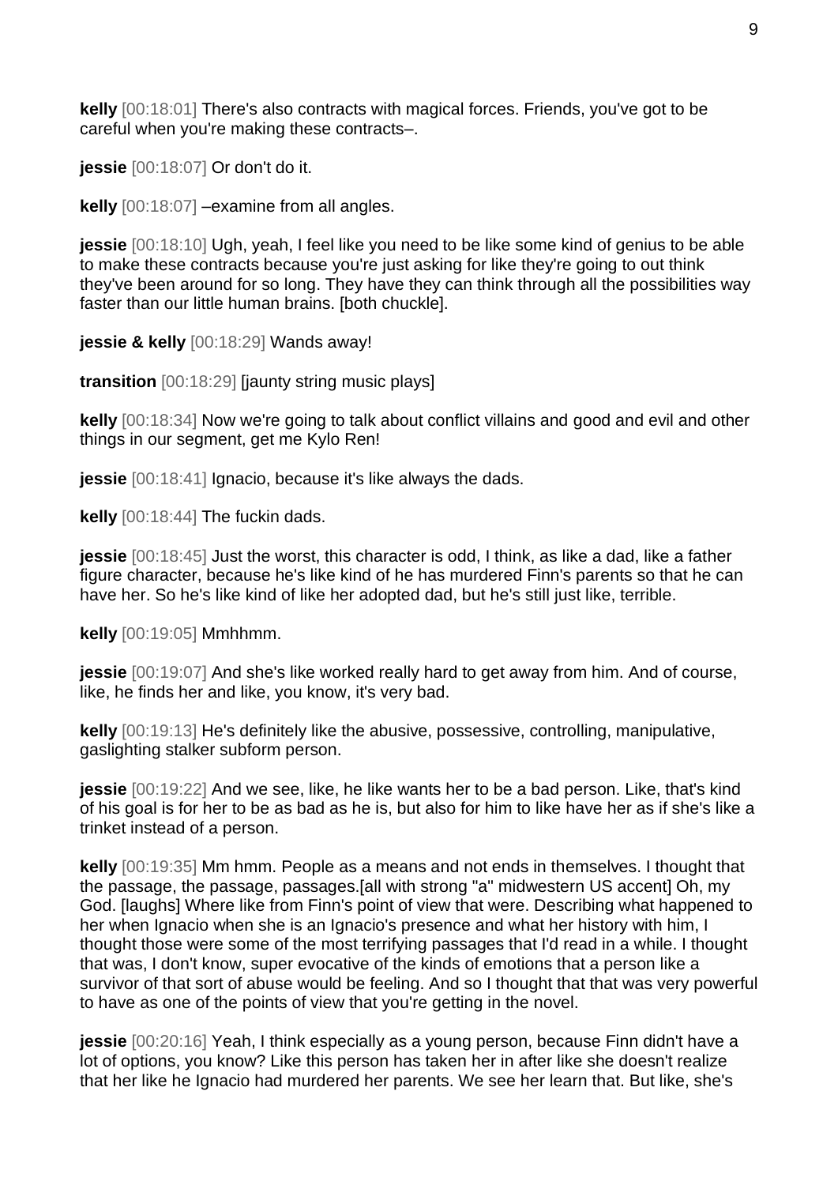**kelly** [00:18:01] There's also contracts with magical forces. Friends, you've got to be careful when you're making these contracts–.

**jessie** [00:18:07] Or don't do it.

**kelly** [00:18:07] –examine from all angles.

**jessie** [00:18:10] Ugh, yeah, I feel like you need to be like some kind of genius to be able to make these contracts because you're just asking for like they're going to out think they've been around for so long. They have they can think through all the possibilities way faster than our little human brains. [both chuckle].

**jessie & kelly** [00:18:29] Wands away!

**transition** [00:18:29] [jaunty string music plays]

**kelly** [00:18:34] Now we're going to talk about conflict villains and good and evil and other things in our segment, get me Kylo Ren!

**jessie** [00:18:41] Ignacio, because it's like always the dads.

**kelly** [00:18:44] The fuckin dads.

**jessie** [00:18:45] Just the worst, this character is odd, I think, as like a dad, like a father figure character, because he's like kind of he has murdered Finn's parents so that he can have her. So he's like kind of like her adopted dad, but he's still just like, terrible.

**kelly** [00:19:05] Mmhhmm.

**jessie** [00:19:07] And she's like worked really hard to get away from him. And of course, like, he finds her and like, you know, it's very bad.

**kelly** [00:19:13] He's definitely like the abusive, possessive, controlling, manipulative, gaslighting stalker subform person.

**jessie** [00:19:22] And we see, like, he like wants her to be a bad person. Like, that's kind of his goal is for her to be as bad as he is, but also for him to like have her as if she's like a trinket instead of a person.

**kelly** [00:19:35] Mm hmm. People as a means and not ends in themselves. I thought that the passage, the passage, passages.[all with strong "a" midwestern US accent] Oh, my God. [laughs] Where like from Finn's point of view that were. Describing what happened to her when Ignacio when she is an Ignacio's presence and what her history with him, I thought those were some of the most terrifying passages that I'd read in a while. I thought that was, I don't know, super evocative of the kinds of emotions that a person like a survivor of that sort of abuse would be feeling. And so I thought that that was very powerful to have as one of the points of view that you're getting in the novel.

**jessie** [00:20:16] Yeah, I think especially as a young person, because Finn didn't have a lot of options, you know? Like this person has taken her in after like she doesn't realize that her like he Ignacio had murdered her parents. We see her learn that. But like, she's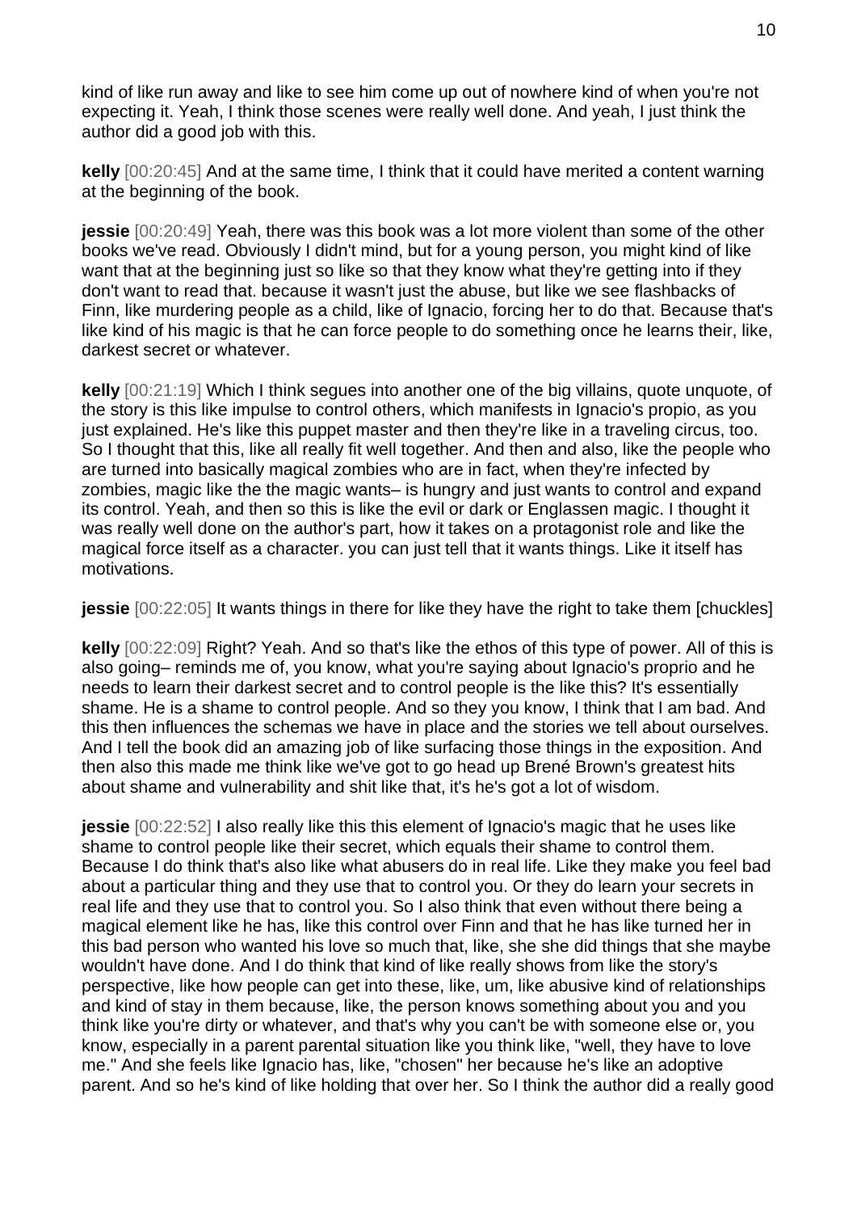kind of like run away and like to see him come up out of nowhere kind of when you're not expecting it. Yeah, I think those scenes were really well done. And yeah, I just think the author did a good job with this.

**kelly** [00:20:45] And at the same time, I think that it could have merited a content warning at the beginning of the book.

**jessie** [00:20:49] Yeah, there was this book was a lot more violent than some of the other books we've read. Obviously I didn't mind, but for a young person, you might kind of like want that at the beginning just so like so that they know what they're getting into if they don't want to read that. because it wasn't just the abuse, but like we see flashbacks of Finn, like murdering people as a child, like of Ignacio, forcing her to do that. Because that's like kind of his magic is that he can force people to do something once he learns their, like, darkest secret or whatever.

**kelly** [00:21:19] Which I think segues into another one of the big villains, quote unquote, of the story is this like impulse to control others, which manifests in Ignacio's propio, as you just explained. He's like this puppet master and then they're like in a traveling circus, too. So I thought that this, like all really fit well together. And then and also, like the people who are turned into basically magical zombies who are in fact, when they're infected by zombies, magic like the the magic wants– is hungry and just wants to control and expand its control. Yeah, and then so this is like the evil or dark or Englassen magic. I thought it was really well done on the author's part, how it takes on a protagonist role and like the magical force itself as a character. you can just tell that it wants things. Like it itself has motivations.

**jessie** [00:22:05] It wants things in there for like they have the right to take them [chuckles]

**kelly** [00:22:09] Right? Yeah. And so that's like the ethos of this type of power. All of this is also going– reminds me of, you know, what you're saying about Ignacio's proprio and he needs to learn their darkest secret and to control people is the like this? It's essentially shame. He is a shame to control people. And so they you know, I think that I am bad. And this then influences the schemas we have in place and the stories we tell about ourselves. And I tell the book did an amazing job of like surfacing those things in the exposition. And then also this made me think like we've got to go head up Brené Brown's greatest hits about shame and vulnerability and shit like that, it's he's got a lot of wisdom.

**jessie** [00:22:52] I also really like this this element of Ignacio's magic that he uses like shame to control people like their secret, which equals their shame to control them. Because I do think that's also like what abusers do in real life. Like they make you feel bad about a particular thing and they use that to control you. Or they do learn your secrets in real life and they use that to control you. So I also think that even without there being a magical element like he has, like this control over Finn and that he has like turned her in this bad person who wanted his love so much that, like, she she did things that she maybe wouldn't have done. And I do think that kind of like really shows from like the story's perspective, like how people can get into these, like, um, like abusive kind of relationships and kind of stay in them because, like, the person knows something about you and you think like you're dirty or whatever, and that's why you can't be with someone else or, you know, especially in a parent parental situation like you think like, "well, they have to love me." And she feels like Ignacio has, like, "chosen" her because he's like an adoptive parent. And so he's kind of like holding that over her. So I think the author did a really good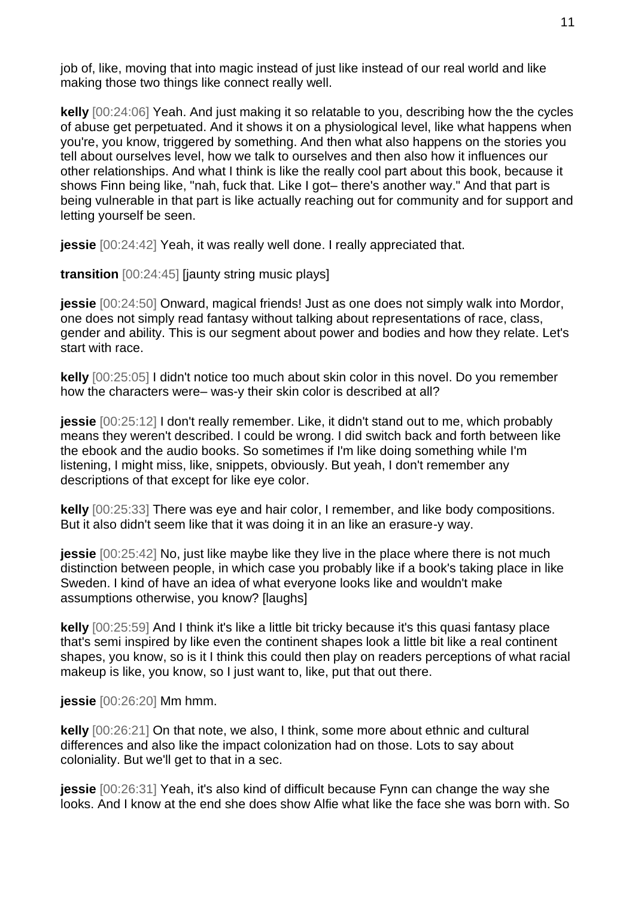job of, like, moving that into magic instead of just like instead of our real world and like making those two things like connect really well.

**kelly** [00:24:06] Yeah. And just making it so relatable to you, describing how the the cycles of abuse get perpetuated. And it shows it on a physiological level, like what happens when you're, you know, triggered by something. And then what also happens on the stories you tell about ourselves level, how we talk to ourselves and then also how it influences our other relationships. And what I think is like the really cool part about this book, because it shows Finn being like, "nah, fuck that. Like I got– there's another way." And that part is being vulnerable in that part is like actually reaching out for community and for support and letting yourself be seen.

**jessie** [00:24:42] Yeah, it was really well done. I really appreciated that.

**transition** [00:24:45] [jaunty string music plays]

**jessie** [00:24:50] Onward, magical friends! Just as one does not simply walk into Mordor, one does not simply read fantasy without talking about representations of race, class, gender and ability. This is our segment about power and bodies and how they relate. Let's start with race.

**kelly** [00:25:05] I didn't notice too much about skin color in this novel. Do you remember how the characters were– was-y their skin color is described at all?

**jessie** [00:25:12] I don't really remember. Like, it didn't stand out to me, which probably means they weren't described. I could be wrong. I did switch back and forth between like the ebook and the audio books. So sometimes if I'm like doing something while I'm listening, I might miss, like, snippets, obviously. But yeah, I don't remember any descriptions of that except for like eye color.

**kelly** [00:25:33] There was eye and hair color, I remember, and like body compositions. But it also didn't seem like that it was doing it in an like an erasure-y way.

**jessie** [00:25:42] No, just like maybe like they live in the place where there is not much distinction between people, in which case you probably like if a book's taking place in like Sweden. I kind of have an idea of what everyone looks like and wouldn't make assumptions otherwise, you know? [laughs]

**kelly** [00:25:59] And I think it's like a little bit tricky because it's this quasi fantasy place that's semi inspired by like even the continent shapes look a little bit like a real continent shapes, you know, so is it I think this could then play on readers perceptions of what racial makeup is like, you know, so I just want to, like, put that out there.

**jessie** [00:26:20] Mm hmm.

**kelly** [00:26:21] On that note, we also, I think, some more about ethnic and cultural differences and also like the impact colonization had on those. Lots to say about coloniality. But we'll get to that in a sec.

**jessie** [00:26:31] Yeah, it's also kind of difficult because Fynn can change the way she looks. And I know at the end she does show Alfie what like the face she was born with. So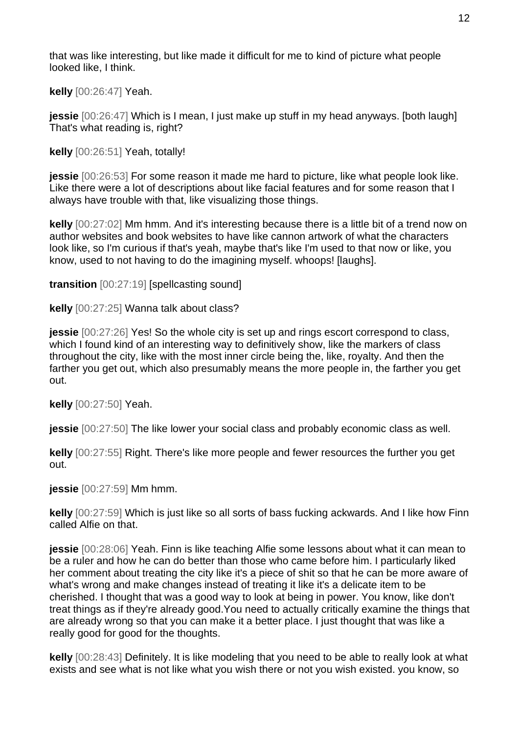that was like interesting, but like made it difficult for me to kind of picture what people looked like, I think.

**kelly** [00:26:47] Yeah.

**jessie** [00:26:47] Which is I mean, I just make up stuff in my head anyways. [both laugh] That's what reading is, right?

**kelly** [00:26:51] Yeah, totally!

**jessie** [00:26:53] For some reason it made me hard to picture, like what people look like. Like there were a lot of descriptions about like facial features and for some reason that I always have trouble with that, like visualizing those things.

**kelly** [00:27:02] Mm hmm. And it's interesting because there is a little bit of a trend now on author websites and book websites to have like cannon artwork of what the characters look like, so I'm curious if that's yeah, maybe that's like I'm used to that now or like, you know, used to not having to do the imagining myself. whoops! [laughs].

**transition** [00:27:19] [spellcasting sound]

**kelly** [00:27:25] Wanna talk about class?

**jessie** [00:27:26] Yes! So the whole city is set up and rings escort correspond to class, which I found kind of an interesting way to definitively show, like the markers of class throughout the city, like with the most inner circle being the, like, royalty. And then the farther you get out, which also presumably means the more people in, the farther you get out.

**kelly** [00:27:50] Yeah.

**jessie** [00:27:50] The like lower your social class and probably economic class as well.

**kelly** [00:27:55] Right. There's like more people and fewer resources the further you get out.

**jessie** [00:27:59] Mm hmm.

**kelly** [00:27:59] Which is just like so all sorts of bass fucking ackwards. And I like how Finn called Alfie on that.

**jessie** [00:28:06] Yeah. Finn is like teaching Alfie some lessons about what it can mean to be a ruler and how he can do better than those who came before him. I particularly liked her comment about treating the city like it's a piece of shit so that he can be more aware of what's wrong and make changes instead of treating it like it's a delicate item to be cherished. I thought that was a good way to look at being in power. You know, like don't treat things as if they're already good.You need to actually critically examine the things that are already wrong so that you can make it a better place. I just thought that was like a really good for good for the thoughts.

**kelly** [00:28:43] Definitely. It is like modeling that you need to be able to really look at what exists and see what is not like what you wish there or not you wish existed. you know, so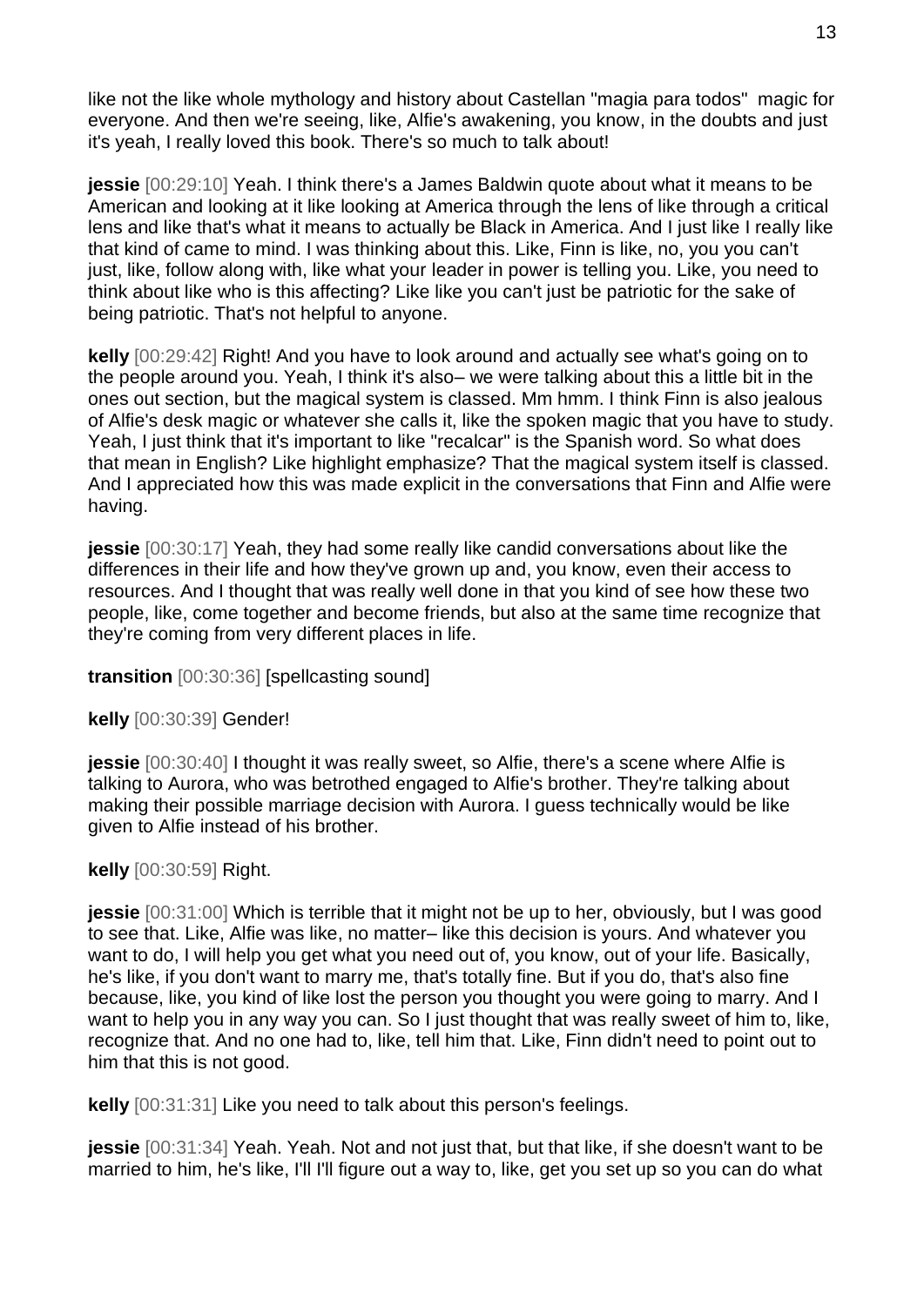like not the like whole mythology and history about Castellan "magia para todos" magic for everyone. And then we're seeing, like, Alfie's awakening, you know, in the doubts and just it's yeah, I really loved this book. There's so much to talk about!

**jessie** [00:29:10] Yeah. I think there's a James Baldwin quote about what it means to be American and looking at it like looking at America through the lens of like through a critical lens and like that's what it means to actually be Black in America. And I just like I really like that kind of came to mind. I was thinking about this. Like, Finn is like, no, you you can't just, like, follow along with, like what your leader in power is telling you. Like, you need to think about like who is this affecting? Like like you can't just be patriotic for the sake of being patriotic. That's not helpful to anyone.

**kelly** [00:29:42] Right! And you have to look around and actually see what's going on to the people around you. Yeah, I think it's also– we were talking about this a little bit in the ones out section, but the magical system is classed. Mm hmm. I think Finn is also jealous of Alfie's desk magic or whatever she calls it, like the spoken magic that you have to study. Yeah, I just think that it's important to like "recalcar" is the Spanish word. So what does that mean in English? Like highlight emphasize? That the magical system itself is classed. And I appreciated how this was made explicit in the conversations that Finn and Alfie were having.

**jessie** [00:30:17] Yeah, they had some really like candid conversations about like the differences in their life and how they've grown up and, you know, even their access to resources. And I thought that was really well done in that you kind of see how these two people, like, come together and become friends, but also at the same time recognize that they're coming from very different places in life.

**transition** [00:30:36] [spellcasting sound]

**kelly** [00:30:39] Gender!

**jessie** [00:30:40] I thought it was really sweet, so Alfie, there's a scene where Alfie is talking to Aurora, who was betrothed engaged to Alfie's brother. They're talking about making their possible marriage decision with Aurora. I guess technically would be like given to Alfie instead of his brother.

**kelly** [00:30:59] Right.

**jessie** [00:31:00] Which is terrible that it might not be up to her, obviously, but I was good to see that. Like, Alfie was like, no matter– like this decision is yours. And whatever you want to do, I will help you get what you need out of, you know, out of your life. Basically, he's like, if you don't want to marry me, that's totally fine. But if you do, that's also fine because, like, you kind of like lost the person you thought you were going to marry. And I want to help you in any way you can. So I just thought that was really sweet of him to, like, recognize that. And no one had to, like, tell him that. Like, Finn didn't need to point out to him that this is not good.

**kelly** [00:31:31] Like you need to talk about this person's feelings.

**jessie** [00:31:34] Yeah. Yeah. Not and not just that, but that like, if she doesn't want to be married to him, he's like, I'll I'll figure out a way to, like, get you set up so you can do what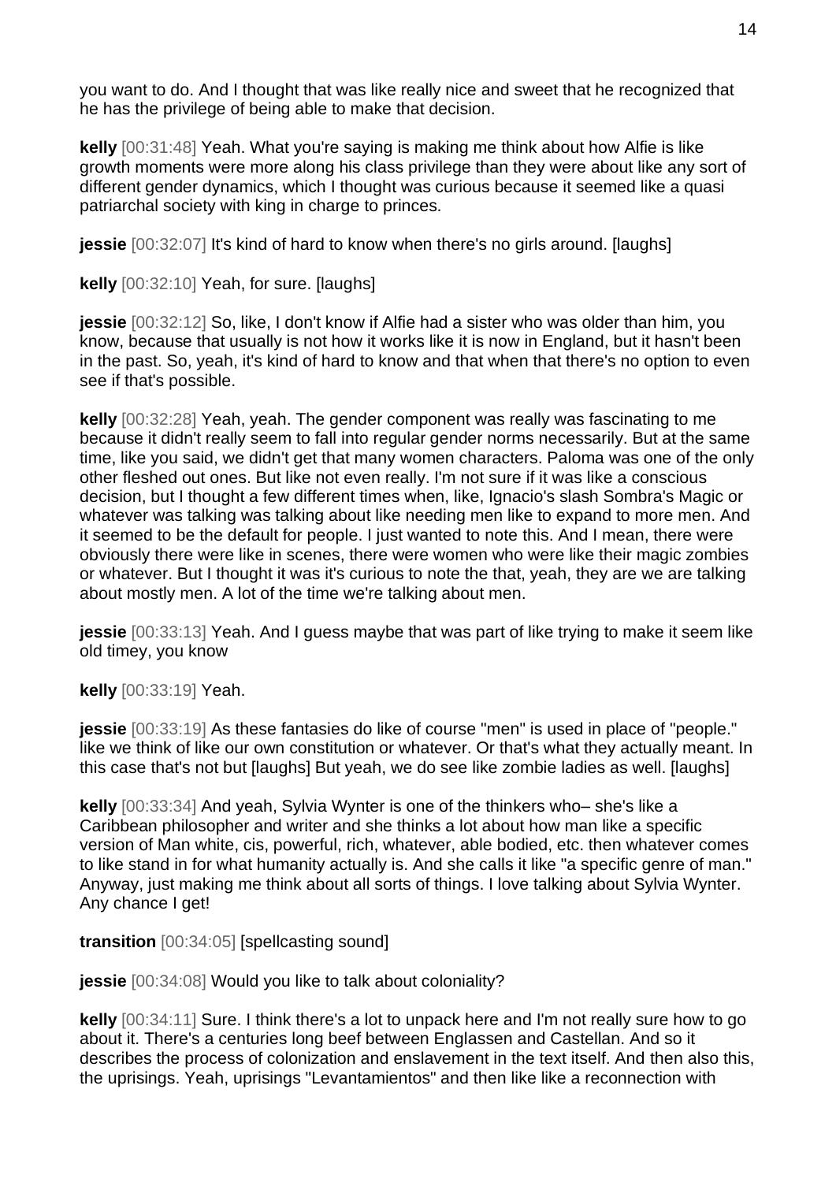you want to do. And I thought that was like really nice and sweet that he recognized that he has the privilege of being able to make that decision.

**kelly** [00:31:48] Yeah. What you're saying is making me think about how Alfie is like growth moments were more along his class privilege than they were about like any sort of different gender dynamics, which I thought was curious because it seemed like a quasi patriarchal society with king in charge to princes.

**jessie** [00:32:07] It's kind of hard to know when there's no girls around. [laughs]

**kelly** [00:32:10] Yeah, for sure. [laughs]

**jessie** [00:32:12] So, like, I don't know if Alfie had a sister who was older than him, you know, because that usually is not how it works like it is now in England, but it hasn't been in the past. So, yeah, it's kind of hard to know and that when that there's no option to even see if that's possible.

**kelly** [00:32:28] Yeah, yeah. The gender component was really was fascinating to me because it didn't really seem to fall into regular gender norms necessarily. But at the same time, like you said, we didn't get that many women characters. Paloma was one of the only other fleshed out ones. But like not even really. I'm not sure if it was like a conscious decision, but I thought a few different times when, like, Ignacio's slash Sombra's Magic or whatever was talking was talking about like needing men like to expand to more men. And it seemed to be the default for people. I just wanted to note this. And I mean, there were obviously there were like in scenes, there were women who were like their magic zombies or whatever. But I thought it was it's curious to note the that, yeah, they are we are talking about mostly men. A lot of the time we're talking about men.

**jessie** [00:33:13] Yeah. And I guess maybe that was part of like trying to make it seem like old timey, you know

**kelly** [00:33:19] Yeah.

**jessie** [00:33:19] As these fantasies do like of course "men" is used in place of "people." like we think of like our own constitution or whatever. Or that's what they actually meant. In this case that's not but [laughs] But yeah, we do see like zombie ladies as well. [laughs]

**kelly** [00:33:34] And yeah, Sylvia Wynter is one of the thinkers who– she's like a Caribbean philosopher and writer and she thinks a lot about how man like a specific version of Man white, cis, powerful, rich, whatever, able bodied, etc. then whatever comes to like stand in for what humanity actually is. And she calls it like "a specific genre of man." Anyway, just making me think about all sorts of things. I love talking about Sylvia Wynter. Any chance I get!

**transition** [00:34:05] [spellcasting sound]

**jessie** [00:34:08] Would you like to talk about coloniality?

**kelly** [00:34:11] Sure. I think there's a lot to unpack here and I'm not really sure how to go about it. There's a centuries long beef between Englassen and Castellan. And so it describes the process of colonization and enslavement in the text itself. And then also this, the uprisings. Yeah, uprisings "Levantamientos" and then like like a reconnection with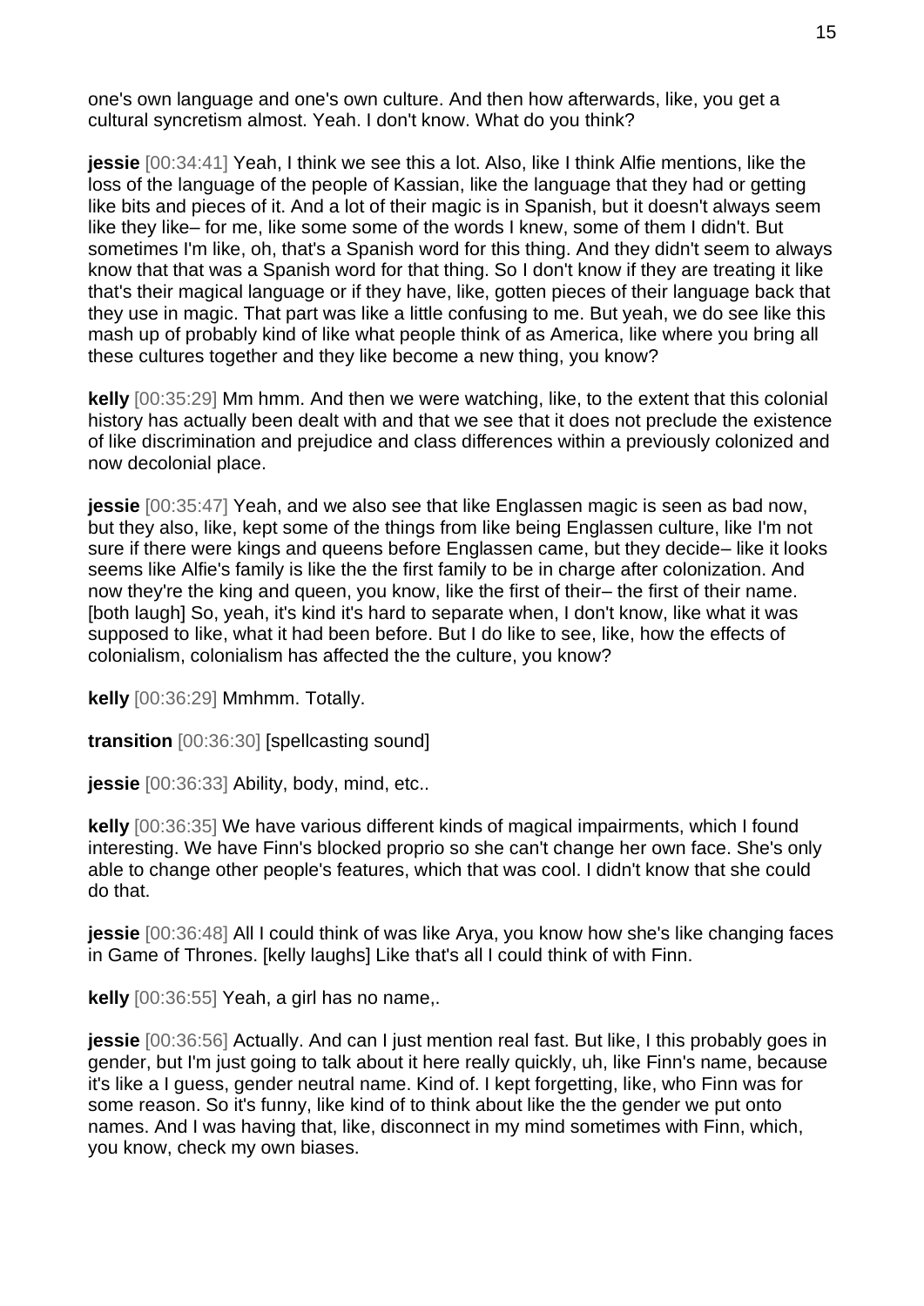one's own language and one's own culture. And then how afterwards, like, you get a cultural syncretism almost. Yeah. I don't know. What do you think?

**jessie** [00:34:41] Yeah, I think we see this a lot. Also, like I think Alfie mentions, like the loss of the language of the people of Kassian, like the language that they had or getting like bits and pieces of it. And a lot of their magic is in Spanish, but it doesn't always seem like they like– for me, like some some of the words I knew, some of them I didn't. But sometimes I'm like, oh, that's a Spanish word for this thing. And they didn't seem to always know that that was a Spanish word for that thing. So I don't know if they are treating it like that's their magical language or if they have, like, gotten pieces of their language back that they use in magic. That part was like a little confusing to me. But yeah, we do see like this mash up of probably kind of like what people think of as America, like where you bring all these cultures together and they like become a new thing, you know?

**kelly** [00:35:29] Mm hmm. And then we were watching, like, to the extent that this colonial history has actually been dealt with and that we see that it does not preclude the existence of like discrimination and prejudice and class differences within a previously colonized and now decolonial place.

**jessie** [00:35:47] Yeah, and we also see that like Englassen magic is seen as bad now, but they also, like, kept some of the things from like being Englassen culture, like I'm not sure if there were kings and queens before Englassen came, but they decide– like it looks seems like Alfie's family is like the the first family to be in charge after colonization. And now they're the king and queen, you know, like the first of their– the first of their name. [both laugh] So, yeah, it's kind it's hard to separate when, I don't know, like what it was supposed to like, what it had been before. But I do like to see, like, how the effects of colonialism, colonialism has affected the the culture, you know?

**kelly** [00:36:29] Mmhmm. Totally.

**transition** [00:36:30] [spellcasting sound]

**jessie** [00:36:33] Ability, body, mind, etc..

**kelly** [00:36:35] We have various different kinds of magical impairments, which I found interesting. We have Finn's blocked proprio so she can't change her own face. She's only able to change other people's features, which that was cool. I didn't know that she could do that.

**jessie** [00:36:48] All I could think of was like Arya, you know how she's like changing faces in Game of Thrones. [kelly laughs] Like that's all I could think of with Finn.

**kelly** [00:36:55] Yeah, a girl has no name,.

**jessie** [00:36:56] Actually. And can I just mention real fast. But like, I this probably goes in gender, but I'm just going to talk about it here really quickly, uh, like Finn's name, because it's like a I guess, gender neutral name. Kind of. I kept forgetting, like, who Finn was for some reason. So it's funny, like kind of to think about like the the gender we put onto names. And I was having that, like, disconnect in my mind sometimes with Finn, which, you know, check my own biases.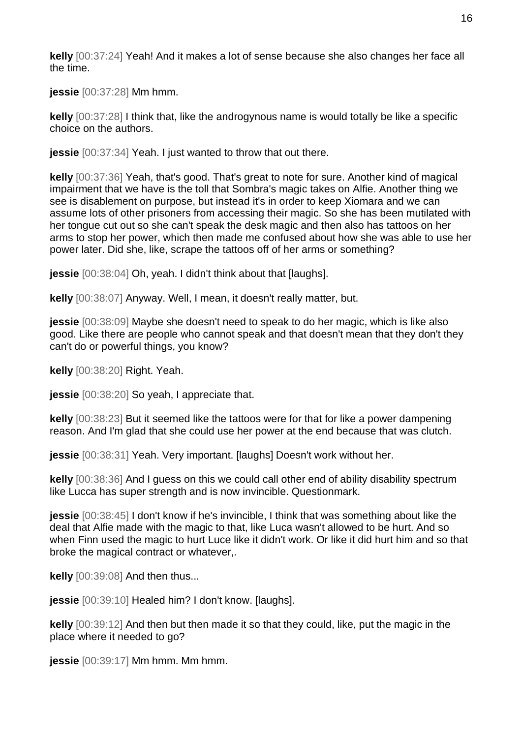**kelly** [00:37:24] Yeah! And it makes a lot of sense because she also changes her face all the time.

**jessie** [00:37:28] Mm hmm.

**kelly** [00:37:28] I think that, like the androgynous name is would totally be like a specific choice on the authors.

**jessie** [00:37:34] Yeah. I just wanted to throw that out there.

**kelly** [00:37:36] Yeah, that's good. That's great to note for sure. Another kind of magical impairment that we have is the toll that Sombra's magic takes on Alfie. Another thing we see is disablement on purpose, but instead it's in order to keep Xiomara and we can assume lots of other prisoners from accessing their magic. So she has been mutilated with her tongue cut out so she can't speak the desk magic and then also has tattoos on her arms to stop her power, which then made me confused about how she was able to use her power later. Did she, like, scrape the tattoos off of her arms or something?

**jessie** [00:38:04] Oh, yeah. I didn't think about that [laughs].

**kelly** [00:38:07] Anyway. Well, I mean, it doesn't really matter, but.

**jessie** [00:38:09] Maybe she doesn't need to speak to do her magic, which is like also good. Like there are people who cannot speak and that doesn't mean that they don't they can't do or powerful things, you know?

**kelly** [00:38:20] Right. Yeah.

**jessie** [00:38:20] So yeah, I appreciate that.

**kelly** [00:38:23] But it seemed like the tattoos were for that for like a power dampening reason. And I'm glad that she could use her power at the end because that was clutch.

**jessie** [00:38:31] Yeah. Very important. [laughs] Doesn't work without her.

**kelly** [00:38:36] And I guess on this we could call other end of ability disability spectrum like Lucca has super strength and is now invincible. Questionmark.

**jessie** [00:38:45] I don't know if he's invincible, I think that was something about like the deal that Alfie made with the magic to that, like Luca wasn't allowed to be hurt. And so when Finn used the magic to hurt Luce like it didn't work. Or like it did hurt him and so that broke the magical contract or whatever,.

**kelly** [00:39:08] And then thus...

**jessie** [00:39:10] Healed him? I don't know. [laughs].

**kelly** [00:39:12] And then but then made it so that they could, like, put the magic in the place where it needed to go?

**jessie** [00:39:17] Mm hmm. Mm hmm.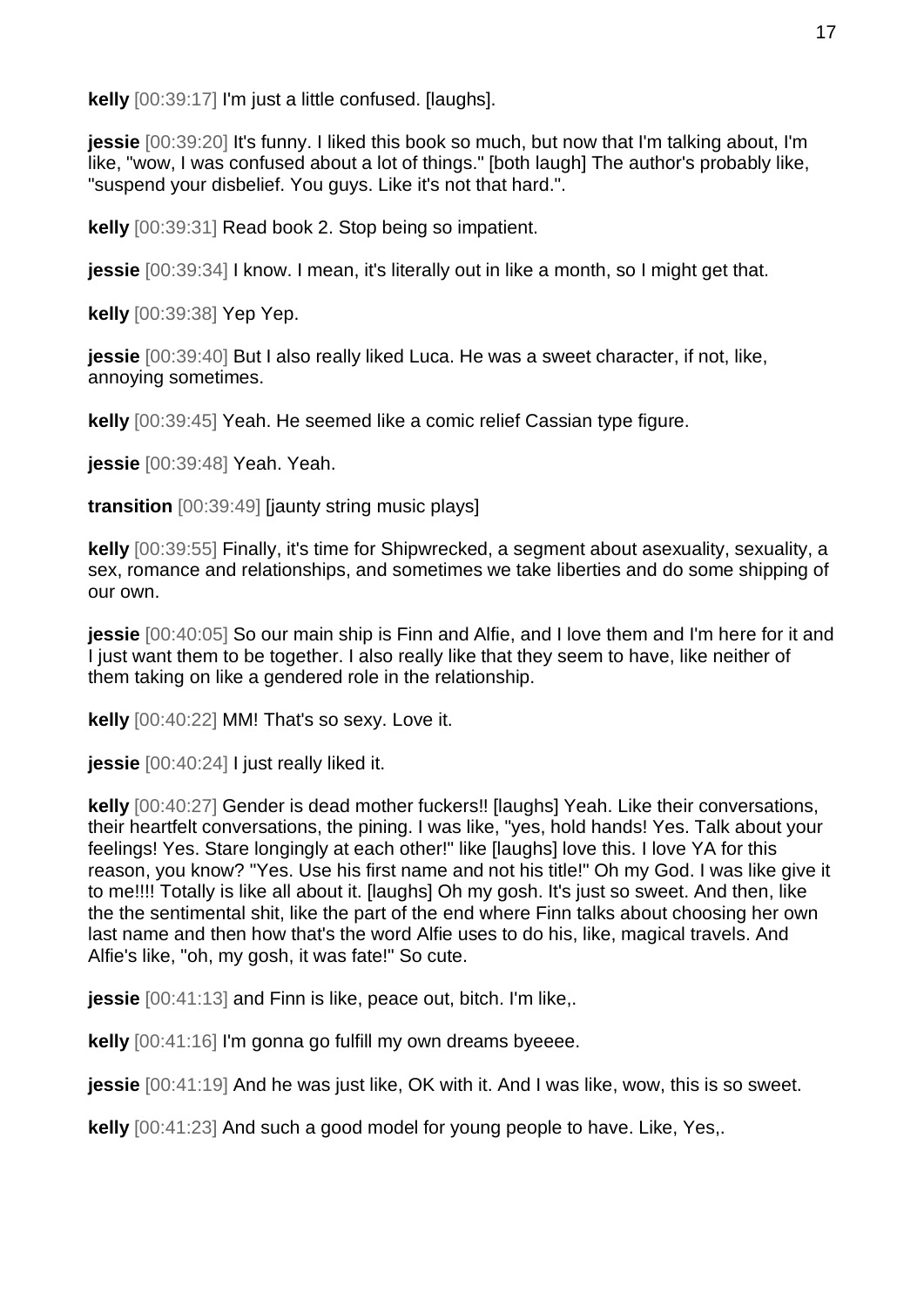**kelly** [00:39:17] I'm just a little confused. [laughs].

**jessie** [00:39:20] It's funny. I liked this book so much, but now that I'm talking about, I'm like, "wow, I was confused about a lot of things." [both laugh] The author's probably like, "suspend your disbelief. You guys. Like it's not that hard.".

**kelly** [00:39:31] Read book 2. Stop being so impatient.

**jessie** [00:39:34] I know. I mean, it's literally out in like a month, so I might get that.

**kelly** [00:39:38] Yep Yep.

**jessie** [00:39:40] But I also really liked Luca. He was a sweet character, if not, like, annoying sometimes.

**kelly** [00:39:45] Yeah. He seemed like a comic relief Cassian type figure.

**jessie** [00:39:48] Yeah. Yeah.

**transition** [00:39:49] [jaunty string music plays]

**kelly** [00:39:55] Finally, it's time for Shipwrecked, a segment about asexuality, sexuality, a sex, romance and relationships, and sometimes we take liberties and do some shipping of our own.

**jessie** [00:40:05] So our main ship is Finn and Alfie, and I love them and I'm here for it and I just want them to be together. I also really like that they seem to have, like neither of them taking on like a gendered role in the relationship.

**kelly** [00:40:22] MM! That's so sexy. Love it.

**jessie** [00:40:24] I just really liked it.

**kelly** [00:40:27] Gender is dead mother fuckers!! [laughs] Yeah. Like their conversations, their heartfelt conversations, the pining. I was like, "yes, hold hands! Yes. Talk about your feelings! Yes. Stare longingly at each other!" like [laughs] love this. I love YA for this reason, you know? "Yes. Use his first name and not his title!" Oh my God. I was like give it to me!!!! Totally is like all about it. [laughs] Oh my gosh. It's just so sweet. And then, like the the sentimental shit, like the part of the end where Finn talks about choosing her own last name and then how that's the word Alfie uses to do his, like, magical travels. And Alfie's like, "oh, my gosh, it was fate!" So cute.

**jessie** [00:41:13] and Finn is like, peace out, bitch. I'm like,.

**kelly** [00:41:16] I'm gonna go fulfill my own dreams byeeee.

**jessie** [00:41:19] And he was just like, OK with it. And I was like, wow, this is so sweet.

**kelly** [00:41:23] And such a good model for young people to have. Like, Yes,.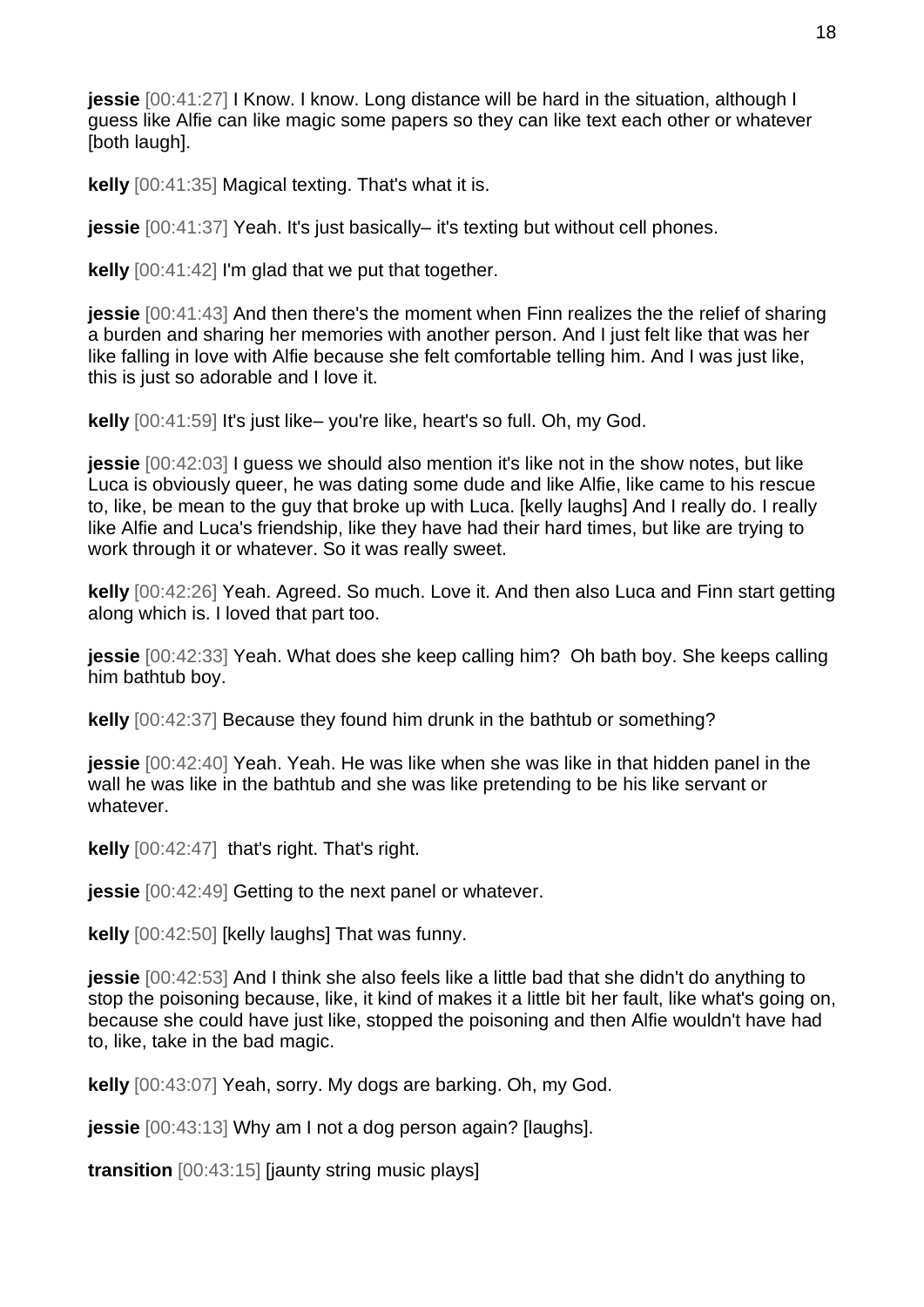**jessie** [00:41:27] I Know. I know. Long distance will be hard in the situation, although I guess like Alfie can like magic some papers so they can like text each other or whatever [both laugh].

**kelly** [00:41:35] Magical texting. That's what it is.

**jessie** [00:41:37] Yeah. It's just basically– it's texting but without cell phones.

**kelly** [00:41:42] I'm glad that we put that together.

**jessie** [00:41:43] And then there's the moment when Finn realizes the the relief of sharing a burden and sharing her memories with another person. And I just felt like that was her like falling in love with Alfie because she felt comfortable telling him. And I was just like, this is just so adorable and I love it.

**kelly** [00:41:59] It's just like– you're like, heart's so full. Oh, my God.

**jessie** [00:42:03] I guess we should also mention it's like not in the show notes, but like Luca is obviously queer, he was dating some dude and like Alfie, like came to his rescue to, like, be mean to the guy that broke up with Luca. [kelly laughs] And I really do. I really like Alfie and Luca's friendship, like they have had their hard times, but like are trying to work through it or whatever. So it was really sweet.

**kelly** [00:42:26] Yeah. Agreed. So much. Love it. And then also Luca and Finn start getting along which is. I loved that part too.

**jessie** [00:42:33] Yeah. What does she keep calling him? Oh bath boy. She keeps calling him bathtub boy.

**kelly** [00:42:37] Because they found him drunk in the bathtub or something?

**jessie** [00:42:40] Yeah. Yeah. He was like when she was like in that hidden panel in the wall he was like in the bathtub and she was like pretending to be his like servant or whatever.

**kelly** [00:42:47] that's right. That's right.

**jessie** [00:42:49] Getting to the next panel or whatever.

**kelly** [00:42:50] [kelly laughs] That was funny.

**jessie** [00:42:53] And I think she also feels like a little bad that she didn't do anything to stop the poisoning because, like, it kind of makes it a little bit her fault, like what's going on, because she could have just like, stopped the poisoning and then Alfie wouldn't have had to, like, take in the bad magic.

**kelly** [00:43:07] Yeah, sorry. My dogs are barking. Oh, my God.

**jessie** [00:43:13] Why am I not a dog person again? [laughs].

**transition** [00:43:15] [jaunty string music plays]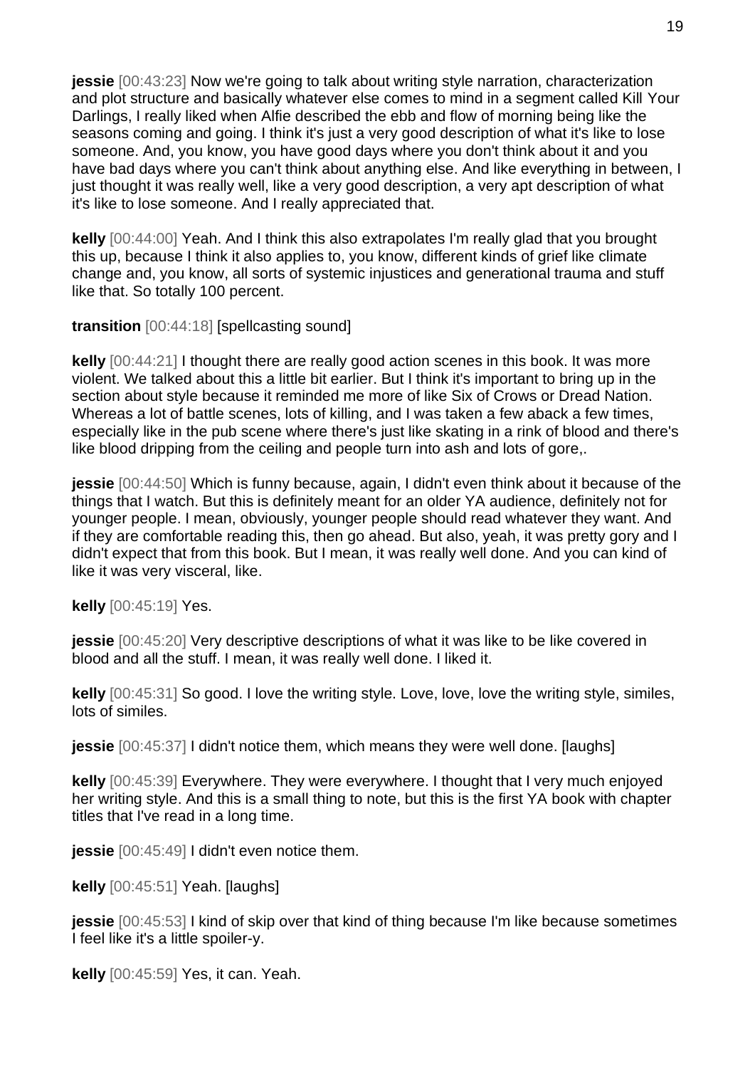**jessie** [00:43:23] Now we're going to talk about writing style narration, characterization and plot structure and basically whatever else comes to mind in a segment called Kill Your Darlings, I really liked when Alfie described the ebb and flow of morning being like the seasons coming and going. I think it's just a very good description of what it's like to lose someone. And, you know, you have good days where you don't think about it and you have bad days where you can't think about anything else. And like everything in between, I just thought it was really well, like a very good description, a very apt description of what it's like to lose someone. And I really appreciated that.

**kelly** [00:44:00] Yeah. And I think this also extrapolates I'm really glad that you brought this up, because I think it also applies to, you know, different kinds of grief like climate change and, you know, all sorts of systemic injustices and generational trauma and stuff like that. So totally 100 percent.

**transition** [00:44:18] [spellcasting sound]

**kelly** [00:44:21] I thought there are really good action scenes in this book. It was more violent. We talked about this a little bit earlier. But I think it's important to bring up in the section about style because it reminded me more of like Six of Crows or Dread Nation. Whereas a lot of battle scenes, lots of killing, and I was taken a few aback a few times, especially like in the pub scene where there's just like skating in a rink of blood and there's like blood dripping from the ceiling and people turn into ash and lots of gore,.

**jessie** [00:44:50] Which is funny because, again, I didn't even think about it because of the things that I watch. But this is definitely meant for an older YA audience, definitely not for younger people. I mean, obviously, younger people should read whatever they want. And if they are comfortable reading this, then go ahead. But also, yeah, it was pretty gory and I didn't expect that from this book. But I mean, it was really well done. And you can kind of like it was very visceral, like.

**kelly** [00:45:19] Yes.

**jessie** [00:45:20] Very descriptive descriptions of what it was like to be like covered in blood and all the stuff. I mean, it was really well done. I liked it.

**kelly** [00:45:31] So good. I love the writing style. Love, love, love the writing style, similes, lots of similes.

**jessie** [00:45:37] I didn't notice them, which means they were well done. [laughs]

**kelly** [00:45:39] Everywhere. They were everywhere. I thought that I very much enjoyed her writing style. And this is a small thing to note, but this is the first YA book with chapter titles that I've read in a long time.

**jessie** [00:45:49] I didn't even notice them.

**kelly** [00:45:51] Yeah. [laughs]

**jessie** [00:45:53] I kind of skip over that kind of thing because I'm like because sometimes I feel like it's a little spoiler-y.

**kelly** [00:45:59] Yes, it can. Yeah.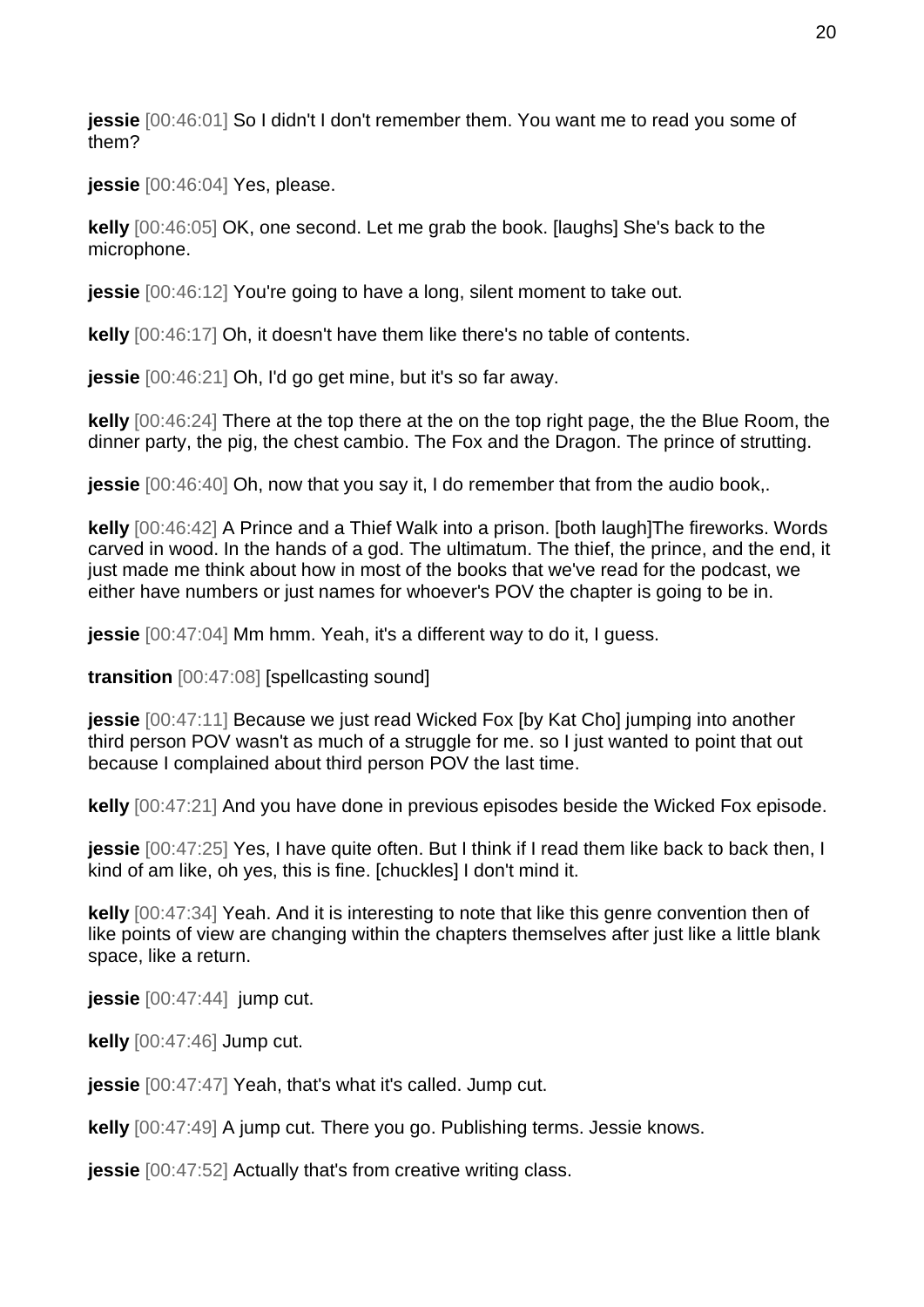**jessie** [00:46:01] So I didn't I don't remember them. You want me to read you some of them?

**jessie** [00:46:04] Yes, please.

**kelly** [00:46:05] OK, one second. Let me grab the book. [laughs] She's back to the microphone.

**jessie** [00:46:12] You're going to have a long, silent moment to take out.

**kelly** [00:46:17] Oh, it doesn't have them like there's no table of contents.

**jessie** [00:46:21] Oh, I'd go get mine, but it's so far away.

**kelly** [00:46:24] There at the top there at the on the top right page, the the Blue Room, the dinner party, the pig, the chest cambio. The Fox and the Dragon. The prince of strutting.

**jessie** [00:46:40] Oh, now that you say it, I do remember that from the audio book,.

**kelly** [00:46:42] A Prince and a Thief Walk into a prison. [both laugh]The fireworks. Words carved in wood. In the hands of a god. The ultimatum. The thief, the prince, and the end, it just made me think about how in most of the books that we've read for the podcast, we either have numbers or just names for whoever's POV the chapter is going to be in.

**jessie** [00:47:04] Mm hmm. Yeah, it's a different way to do it, I guess.

**transition** [00:47:08] [spellcasting sound]

**jessie** [00:47:11] Because we just read Wicked Fox [by Kat Cho] jumping into another third person POV wasn't as much of a struggle for me. so I just wanted to point that out because I complained about third person POV the last time.

**kelly** [00:47:21] And you have done in previous episodes beside the Wicked Fox episode.

**jessie** [00:47:25] Yes, I have quite often. But I think if I read them like back to back then, I kind of am like, oh yes, this is fine. [chuckles] I don't mind it.

**kelly** [00:47:34] Yeah. And it is interesting to note that like this genre convention then of like points of view are changing within the chapters themselves after just like a little blank space, like a return.

**jessie** [00:47:44] jump cut.

**kelly** [00:47:46] Jump cut.

**jessie** [00:47:47] Yeah, that's what it's called. Jump cut.

**kelly** [00:47:49] A jump cut. There you go. Publishing terms. Jessie knows.

**jessie** [00:47:52] Actually that's from creative writing class.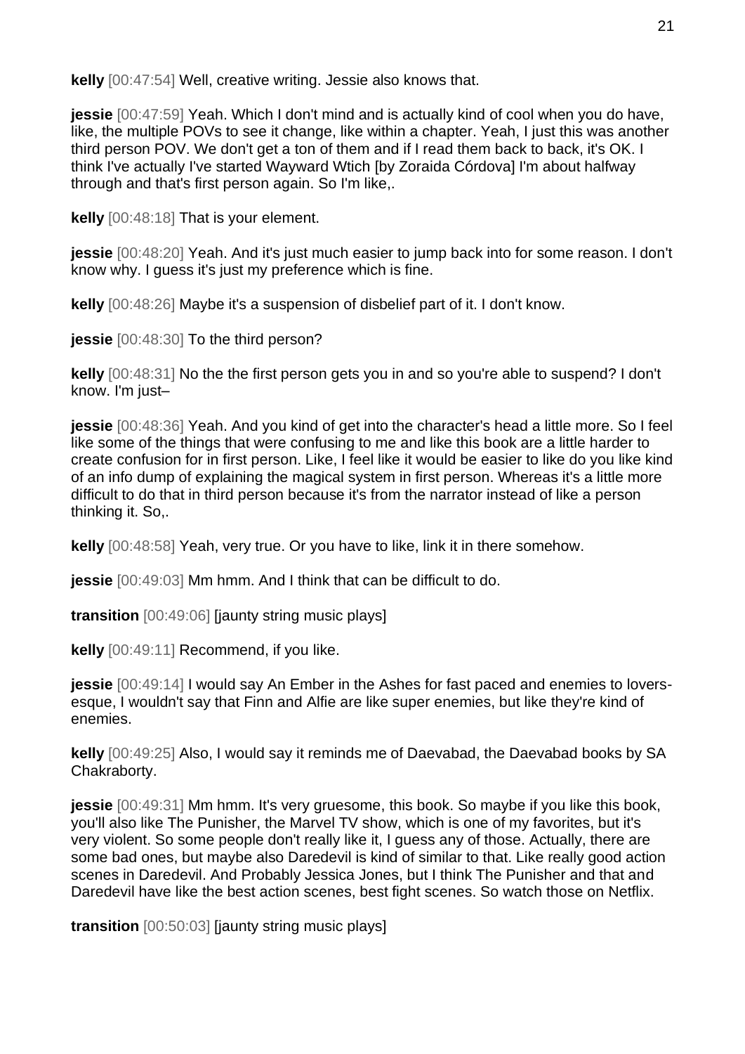**kelly** [00:47:54] Well, creative writing. Jessie also knows that.

**jessie** [00:47:59] Yeah. Which I don't mind and is actually kind of cool when you do have, like, the multiple POVs to see it change, like within a chapter. Yeah, I just this was another third person POV. We don't get a ton of them and if I read them back to back, it's OK. I think I've actually I've started Wayward Wtich [by Zoraida Córdova] I'm about halfway through and that's first person again. So I'm like,.

**kelly** [00:48:18] That is your element.

**jessie** [00:48:20] Yeah. And it's just much easier to jump back into for some reason. I don't know why. I guess it's just my preference which is fine.

**kelly** [00:48:26] Maybe it's a suspension of disbelief part of it. I don't know.

**jessie** [00:48:30] To the third person?

**kelly** [00:48:31] No the the first person gets you in and so you're able to suspend? I don't know. I'm just–

**jessie** [00:48:36] Yeah. And you kind of get into the character's head a little more. So I feel like some of the things that were confusing to me and like this book are a little harder to create confusion for in first person. Like, I feel like it would be easier to like do you like kind of an info dump of explaining the magical system in first person. Whereas it's a little more difficult to do that in third person because it's from the narrator instead of like a person thinking it. So,.

**kelly** [00:48:58] Yeah, very true. Or you have to like, link it in there somehow.

**jessie** [00:49:03] Mm hmm. And I think that can be difficult to do.

**transition** [00:49:06] [jaunty string music plays]

**kelly** [00:49:11] Recommend, if you like.

**jessie** [00:49:14] I would say An Ember in the Ashes for fast paced and enemies to lovers-esque, I wouldn't say that Finn and Alfie are like super enemies, but like they're kind of enemies.

**kelly** [00:49:25] Also, I would say it reminds me of Daevabad, the Daevabad books by SA Chakraborty.

**jessie** [00:49:31] Mm hmm. It's very gruesome, this book. So maybe if you like this book, you'll also like The Punisher, the Marvel TV show, which is one of my favorites, but it's very violent. So some people don't really like it, I guess any of those. Actually, there are some bad ones, but maybe also Daredevil is kind of similar to that. Like really good action scenes in Daredevil. And Probably Jessica Jones, but I think The Punisher and that and Daredevil have like the best action scenes, best fight scenes. So watch those on Netflix.

**transition** [00:50:03] [jaunty string music plays]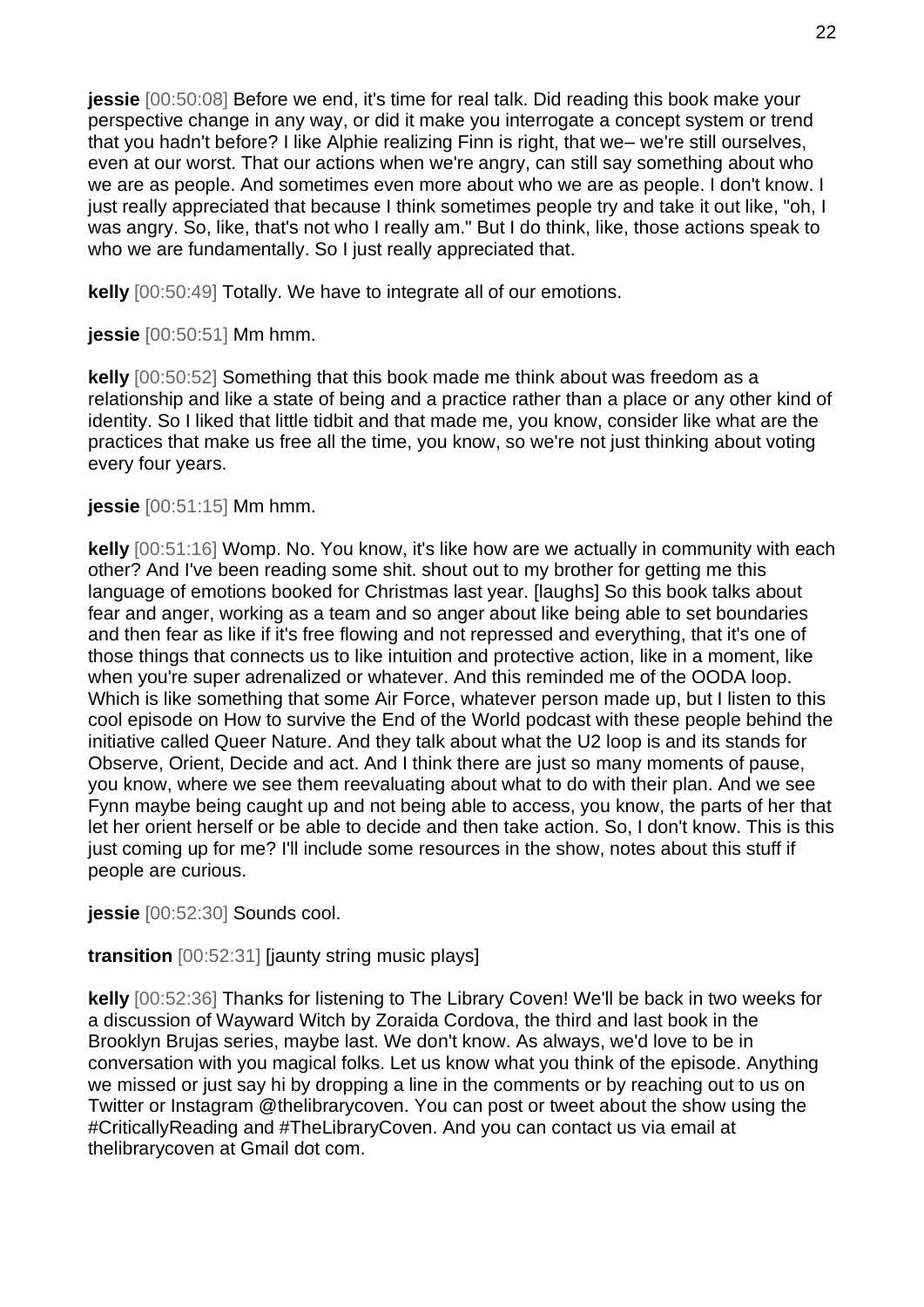**jessie** [00:50:08] Before we end, it's time for real talk. Did reading this book make your perspective change in any way, or did it make you interrogate a concept system or trend that you hadn't before? I like Alphie realizing Finn is right, that we– we're still ourselves, even at our worst. That our actions when we're angry, can still say something about who we are as people. And sometimes even more about who we are as people. I don't know. I just really appreciated that because I think sometimes people try and take it out like, "oh, I was angry. So, like, that's not who I really am." But I do think, like, those actions speak to who we are fundamentally. So I just really appreciated that.

**kelly** [00:50:49] Totally. We have to integrate all of our emotions.

**jessie** [00:50:51] Mm hmm.

**kelly** [00:50:52] Something that this book made me think about was freedom as a relationship and like a state of being and a practice rather than a place or any other kind of identity. So I liked that little tidbit and that made me, you know, consider like what are the practices that make us free all the time, you know, so we're not just thinking about voting every four years.

**jessie** [00:51:15] Mm hmm.

**kelly** [00:51:16] Womp. No. You know, it's like how are we actually in community with each other? And I've been reading some shit. shout out to my brother for getting me this language of emotions booked for Christmas last year. [laughs] So this book talks about fear and anger, working as a team and so anger about like being able to set boundaries and then fear as like if it's free flowing and not repressed and everything, that it's one of those things that connects us to like intuition and protective action, like in a moment, like when you're super adrenalized or whatever. And this reminded me of the OODA loop. Which is like something that some Air Force, whatever person made up, but I listen to this cool episode on How to survive the End of the World podcast with these people behind the initiative called Queer Nature. And they talk about what the U2 loop is and its stands for Observe, Orient, Decide and act. And I think there are just so many moments of pause, you know, where we see them reevaluating about what to do with their plan. And we see Fynn maybe being caught up and not being able to access, you know, the parts of her that let her orient herself or be able to decide and then take action. So, I don't know. This is this just coming up for me? I'll include some resources in the show, notes about this stuff if people are curious.

**jessie** [00:52:30] Sounds cool.

**transition** [00:52:31] [jaunty string music plays]

**kelly** [00:52:36] Thanks for listening to The Library Coven! We'll be back in two weeks for a discussion of Wayward Witch by Zoraida Cordova, the third and last book in the Brooklyn Brujas series, maybe last. We don't know. As always, we'd love to be in conversation with you magical folks. Let us know what you think of the episode. Anything we missed or just say hi by dropping a line in the comments or by reaching out to us on Twitter or Instagram @thelibrarycoven. You can post or tweet about the show using the #CriticallyReading and #TheLibraryCoven. And you can contact us via email at thelibrarycoven at Gmail dot com.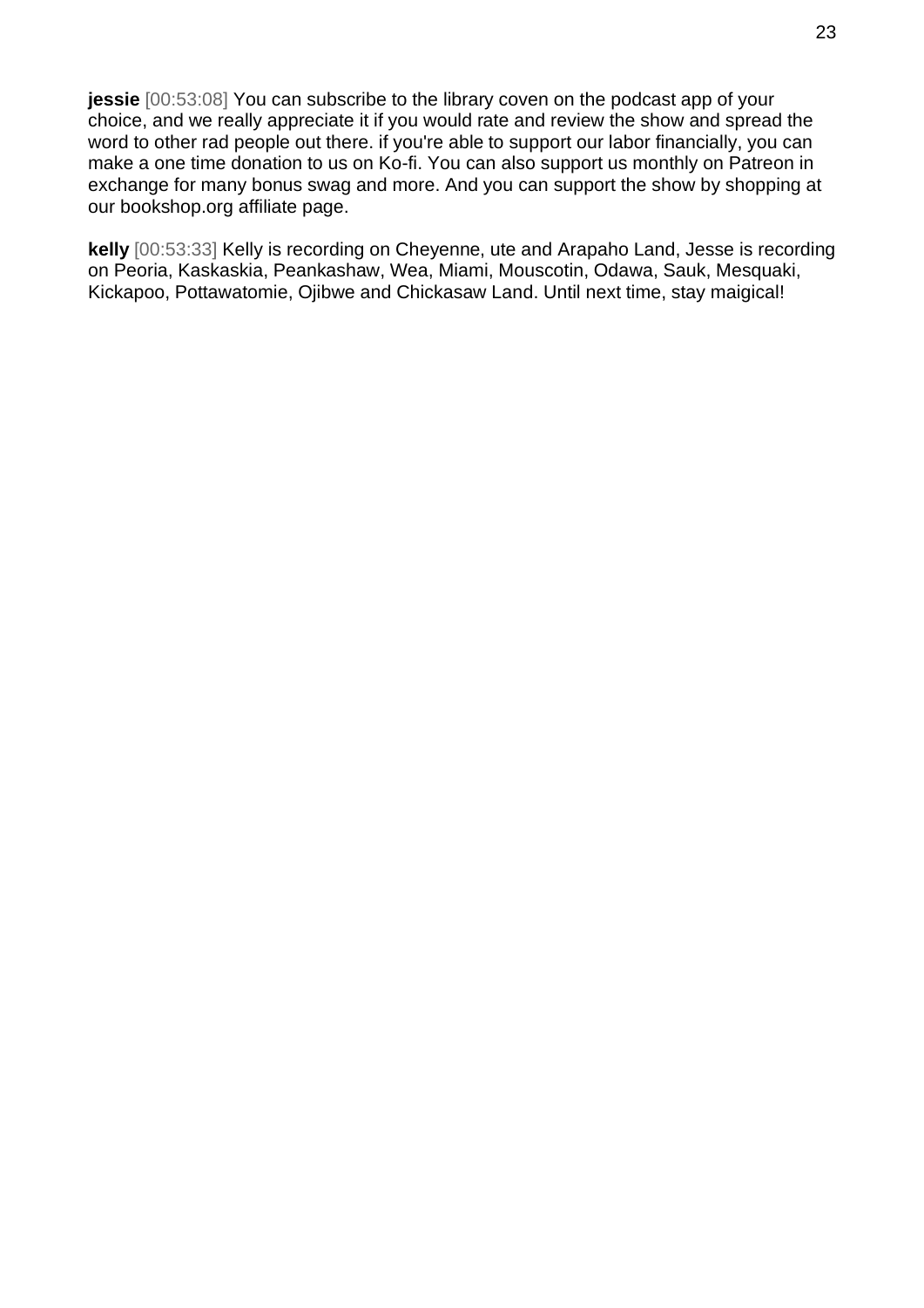**jessie** [00:53:08] You can subscribe to the library coven on the podcast app of your choice, and we really appreciate it if you would rate and review the show and spread the word to other rad people out there. if you're able to support our labor financially, you can make a one time donation to us on Ko-fi. You can also support us monthly on Patreon in exchange for many bonus swag and more. And you can support the show by shopping at our bookshop.org affiliate page.

**kelly** [00:53:33] Kelly is recording on Cheyenne, ute and Arapaho Land, Jesse is recording on Peoria, Kaskaskia, Peankashaw, Wea, Miami, Mouscotin, Odawa, Sauk, Mesquaki, Kickapoo, Pottawatomie, Ojibwe and Chickasaw Land. Until next time, stay maigical!